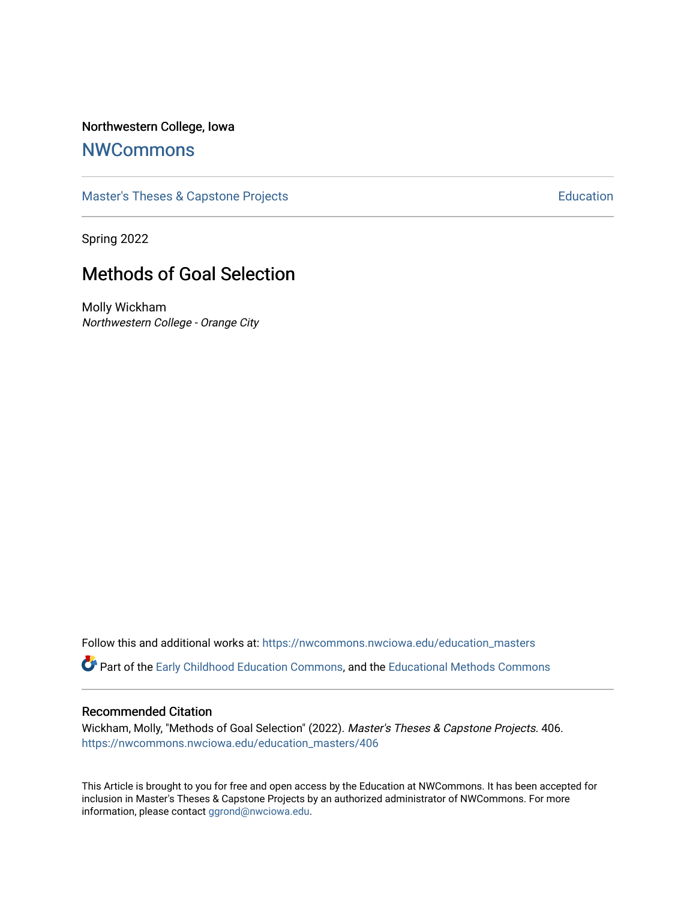Northwestern College, Iowa

# NWCommons

Master's Theses & Capstone Projects | Education

Spring 2022

## Methods of Goal Selection

Molly Wickham
*Northwestern College - Orange City*

Follow this and additional works at: https://nwcommons.nwciowa.edu/education_masters

Part of the Early Childhood Education Commons, and the Educational Methods Commons

### Recommended Citation

Wickham, Molly, "Methods of Goal Selection" (2022). *Master's Theses & Capstone Projects*. 406.
https://nwcommons.nwciowa.edu/education_masters/406

This Article is brought to you for free and open access by the Education at NWCommons. It has been accepted for inclusion in Master's Theses & Capstone Projects by an authorized administrator of NWCommons. For more information, please contact ggrond@nwciowa.edu.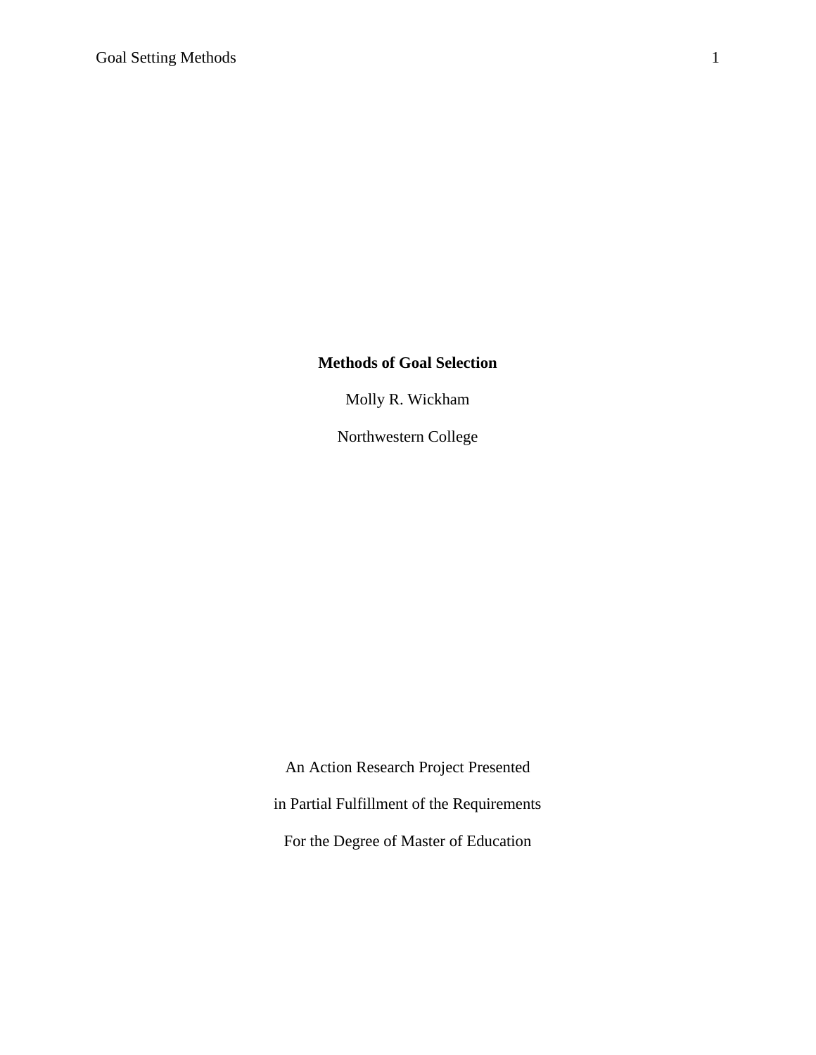**Methods of Goal Selection**

Molly R. Wickham

Northwestern College

An Action Research Project Presented

in Partial Fulfillment of the Requirements

For the Degree of Master of Education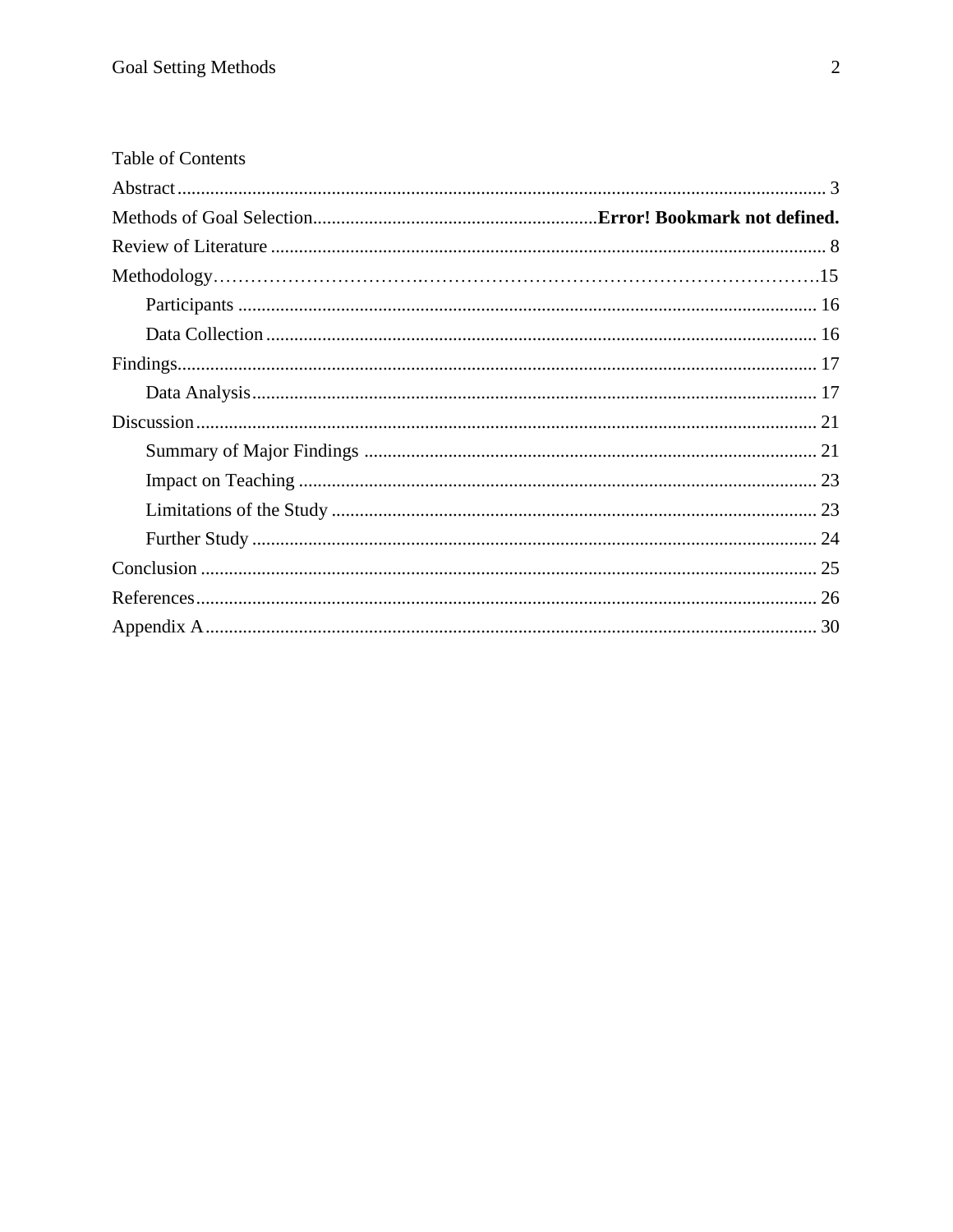Table of Contents

Abstract ........................................................................................................................................ 3

Methods of Goal Selection............................................................**Error! Bookmark not defined.**

Review of Literature ..................................................................................................................... 8

Methodology…………………………….………………………………………………………….15

- Participants ........................................................................................................................... 16
- Data Collection ..................................................................................................................... 16

Findings........................................................................................................................................ 17

- Data Analysis ........................................................................................................................ 17

Discussion .................................................................................................................................... 21

- Summary of Major Findings ................................................................................................. 21
- Impact on Teaching .............................................................................................................. 23
- Limitations of the Study ........................................................................................................ 23
- Further Study ........................................................................................................................ 24

Conclusion ................................................................................................................................... 25

References .................................................................................................................................... 26

Appendix A .................................................................................................................................. 30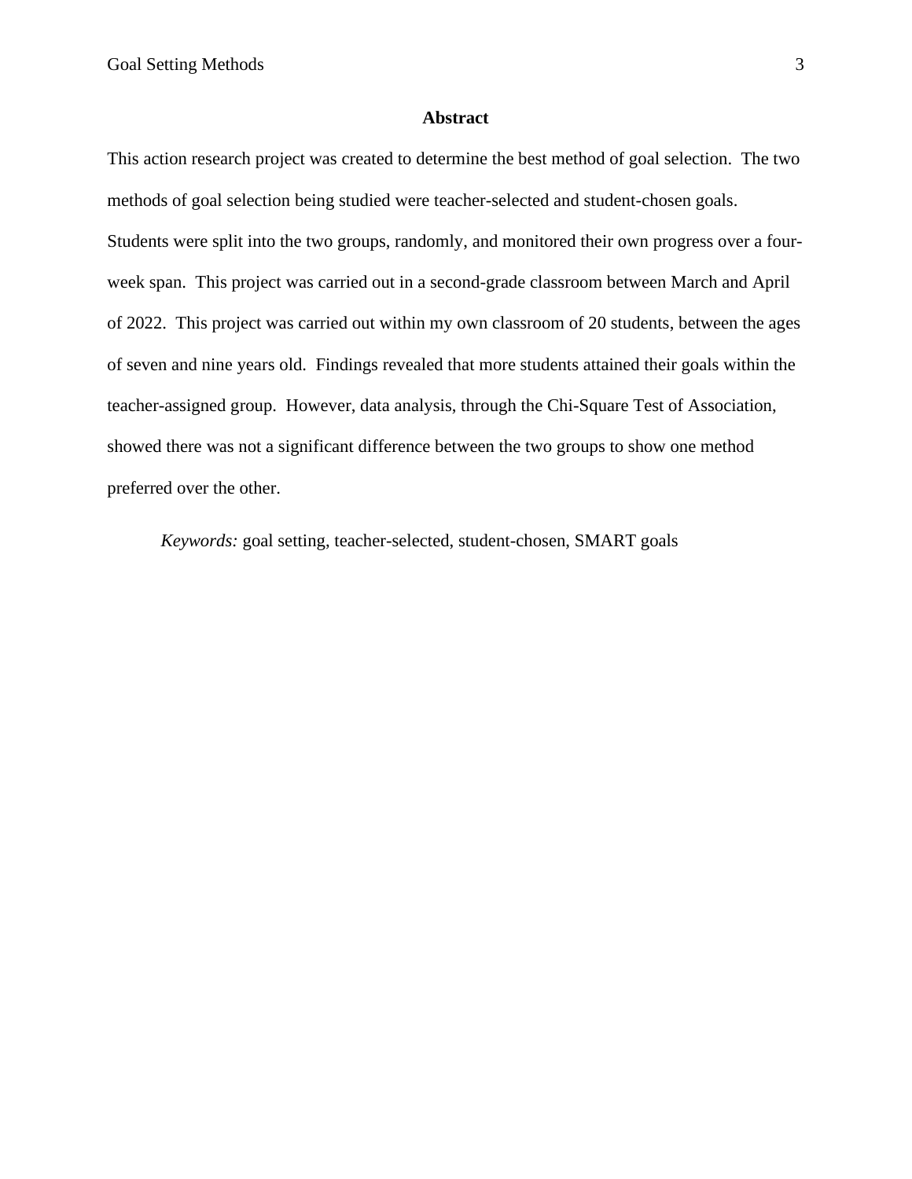## Abstract

This action research project was created to determine the best method of goal selection. The two methods of goal selection being studied were teacher-selected and student-chosen goals. Students were split into the two groups, randomly, and monitored their own progress over a four-week span. This project was carried out in a second-grade classroom between March and April of 2022. This project was carried out within my own classroom of 20 students, between the ages of seven and nine years old. Findings revealed that more students attained their goals within the teacher-assigned group. However, data analysis, through the Chi-Square Test of Association, showed there was not a significant difference between the two groups to show one method preferred over the other.

*Keywords:* goal setting, teacher-selected, student-chosen, SMART goals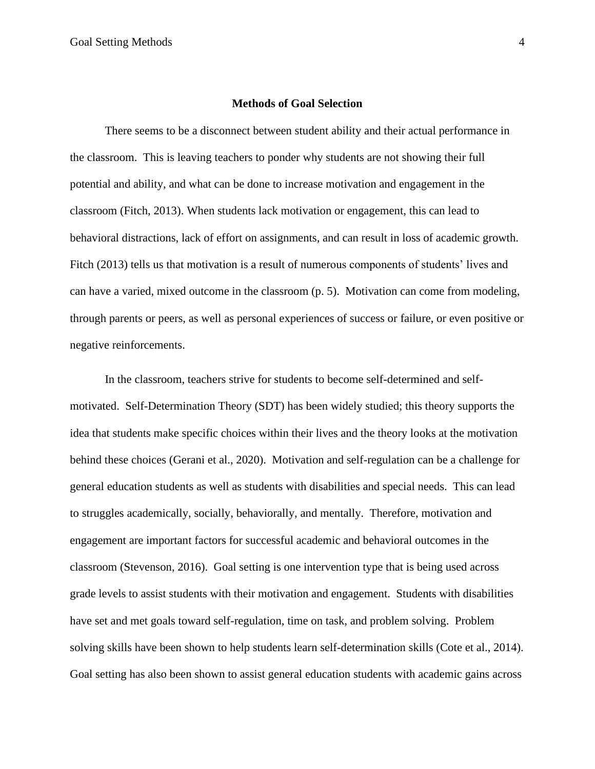## Methods of Goal Selection

There seems to be a disconnect between student ability and their actual performance in the classroom. This is leaving teachers to ponder why students are not showing their full potential and ability, and what can be done to increase motivation and engagement in the classroom (Fitch, 2013). When students lack motivation or engagement, this can lead to behavioral distractions, lack of effort on assignments, and can result in loss of academic growth. Fitch (2013) tells us that motivation is a result of numerous components of students' lives and can have a varied, mixed outcome in the classroom (p. 5). Motivation can come from modeling, through parents or peers, as well as personal experiences of success or failure, or even positive or negative reinforcements.

In the classroom, teachers strive for students to become self-determined and self-motivated. Self-Determination Theory (SDT) has been widely studied; this theory supports the idea that students make specific choices within their lives and the theory looks at the motivation behind these choices (Gerani et al., 2020). Motivation and self-regulation can be a challenge for general education students as well as students with disabilities and special needs. This can lead to struggles academically, socially, behaviorally, and mentally. Therefore, motivation and engagement are important factors for successful academic and behavioral outcomes in the classroom (Stevenson, 2016). Goal setting is one intervention type that is being used across grade levels to assist students with their motivation and engagement. Students with disabilities have set and met goals toward self-regulation, time on task, and problem solving. Problem solving skills have been shown to help students learn self-determination skills (Cote et al., 2014). Goal setting has also been shown to assist general education students with academic gains across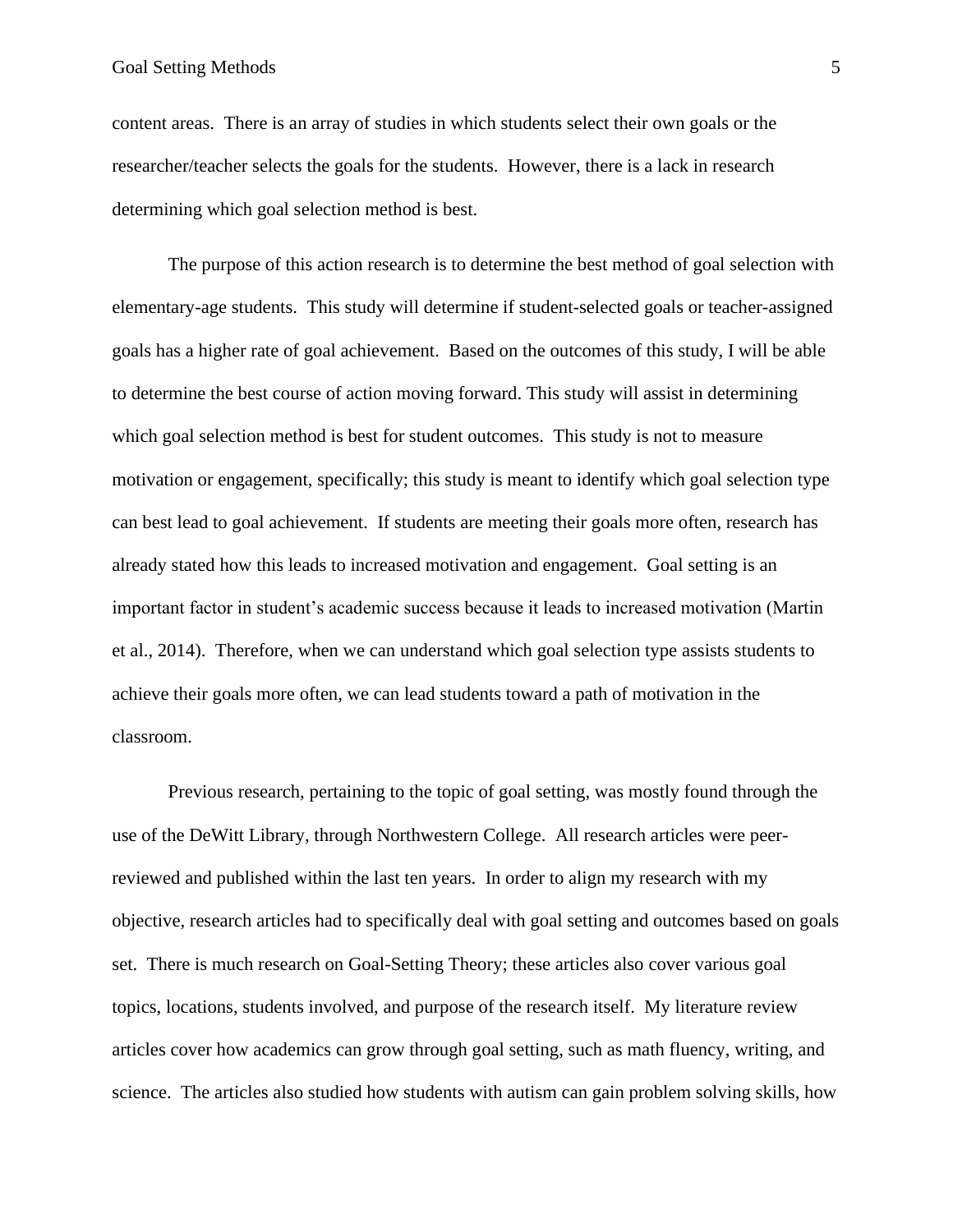content areas. There is an array of studies in which students select their own goals or the researcher/teacher selects the goals for the students. However, there is a lack in research determining which goal selection method is best.

The purpose of this action research is to determine the best method of goal selection with elementary-age students. This study will determine if student-selected goals or teacher-assigned goals has a higher rate of goal achievement. Based on the outcomes of this study, I will be able to determine the best course of action moving forward. This study will assist in determining which goal selection method is best for student outcomes. This study is not to measure motivation or engagement, specifically; this study is meant to identify which goal selection type can best lead to goal achievement. If students are meeting their goals more often, research has already stated how this leads to increased motivation and engagement. Goal setting is an important factor in student's academic success because it leads to increased motivation (Martin et al., 2014). Therefore, when we can understand which goal selection type assists students to achieve their goals more often, we can lead students toward a path of motivation in the classroom.

Previous research, pertaining to the topic of goal setting, was mostly found through the use of the DeWitt Library, through Northwestern College. All research articles were peer-reviewed and published within the last ten years. In order to align my research with my objective, research articles had to specifically deal with goal setting and outcomes based on goals set. There is much research on Goal-Setting Theory; these articles also cover various goal topics, locations, students involved, and purpose of the research itself. My literature review articles cover how academics can grow through goal setting, such as math fluency, writing, and science. The articles also studied how students with autism can gain problem solving skills, how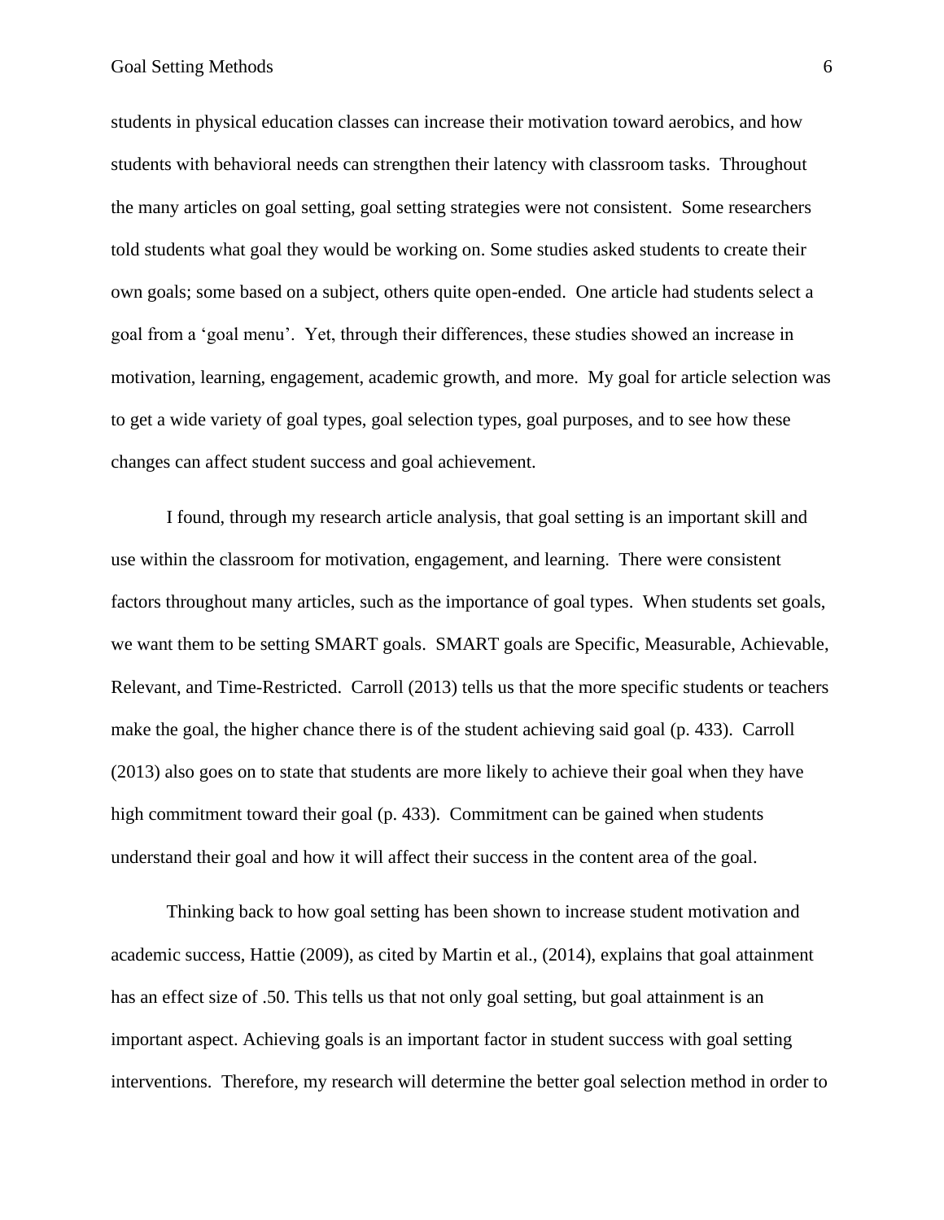students in physical education classes can increase their motivation toward aerobics, and how students with behavioral needs can strengthen their latency with classroom tasks. Throughout the many articles on goal setting, goal setting strategies were not consistent. Some researchers told students what goal they would be working on. Some studies asked students to create their own goals; some based on a subject, others quite open-ended. One article had students select a goal from a 'goal menu'. Yet, through their differences, these studies showed an increase in motivation, learning, engagement, academic growth, and more. My goal for article selection was to get a wide variety of goal types, goal selection types, goal purposes, and to see how these changes can affect student success and goal achievement.

I found, through my research article analysis, that goal setting is an important skill and use within the classroom for motivation, engagement, and learning. There were consistent factors throughout many articles, such as the importance of goal types. When students set goals, we want them to be setting SMART goals. SMART goals are Specific, Measurable, Achievable, Relevant, and Time-Restricted. Carroll (2013) tells us that the more specific students or teachers make the goal, the higher chance there is of the student achieving said goal (p. 433). Carroll (2013) also goes on to state that students are more likely to achieve their goal when they have high commitment toward their goal (p. 433). Commitment can be gained when students understand their goal and how it will affect their success in the content area of the goal.

Thinking back to how goal setting has been shown to increase student motivation and academic success, Hattie (2009), as cited by Martin et al., (2014), explains that goal attainment has an effect size of .50. This tells us that not only goal setting, but goal attainment is an important aspect. Achieving goals is an important factor in student success with goal setting interventions. Therefore, my research will determine the better goal selection method in order to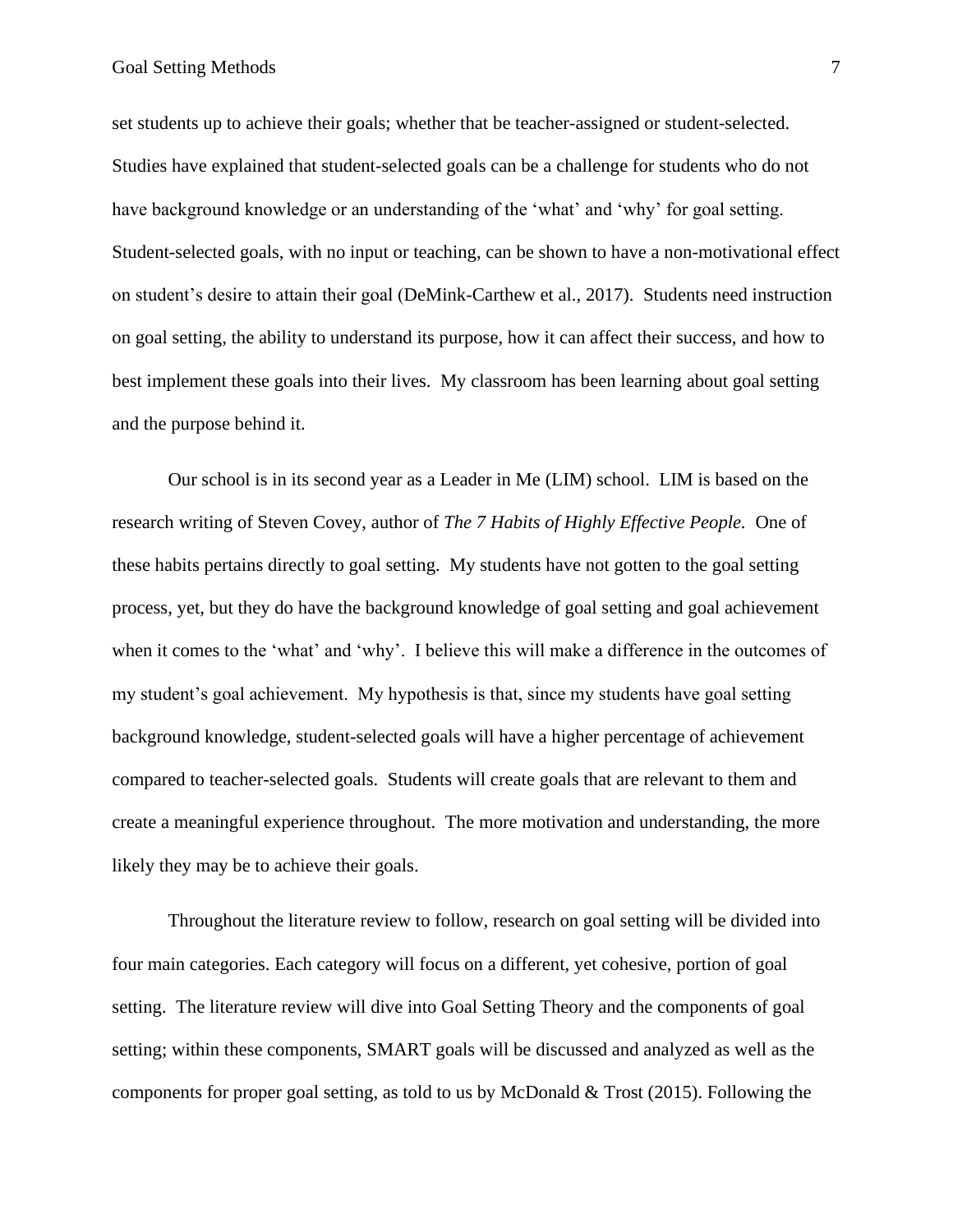set students up to achieve their goals; whether that be teacher-assigned or student-selected. Studies have explained that student-selected goals can be a challenge for students who do not have background knowledge or an understanding of the 'what' and 'why' for goal setting. Student-selected goals, with no input or teaching, can be shown to have a non-motivational effect on student's desire to attain their goal (DeMink-Carthew et al., 2017). Students need instruction on goal setting, the ability to understand its purpose, how it can affect their success, and how to best implement these goals into their lives. My classroom has been learning about goal setting and the purpose behind it.

Our school is in its second year as a Leader in Me (LIM) school. LIM is based on the research writing of Steven Covey, author of *The 7 Habits of Highly Effective People*. One of these habits pertains directly to goal setting. My students have not gotten to the goal setting process, yet, but they do have the background knowledge of goal setting and goal achievement when it comes to the 'what' and 'why'. I believe this will make a difference in the outcomes of my student's goal achievement. My hypothesis is that, since my students have goal setting background knowledge, student-selected goals will have a higher percentage of achievement compared to teacher-selected goals. Students will create goals that are relevant to them and create a meaningful experience throughout. The more motivation and understanding, the more likely they may be to achieve their goals.

Throughout the literature review to follow, research on goal setting will be divided into four main categories. Each category will focus on a different, yet cohesive, portion of goal setting. The literature review will dive into Goal Setting Theory and the components of goal setting; within these components, SMART goals will be discussed and analyzed as well as the components for proper goal setting, as told to us by McDonald & Trost (2015). Following the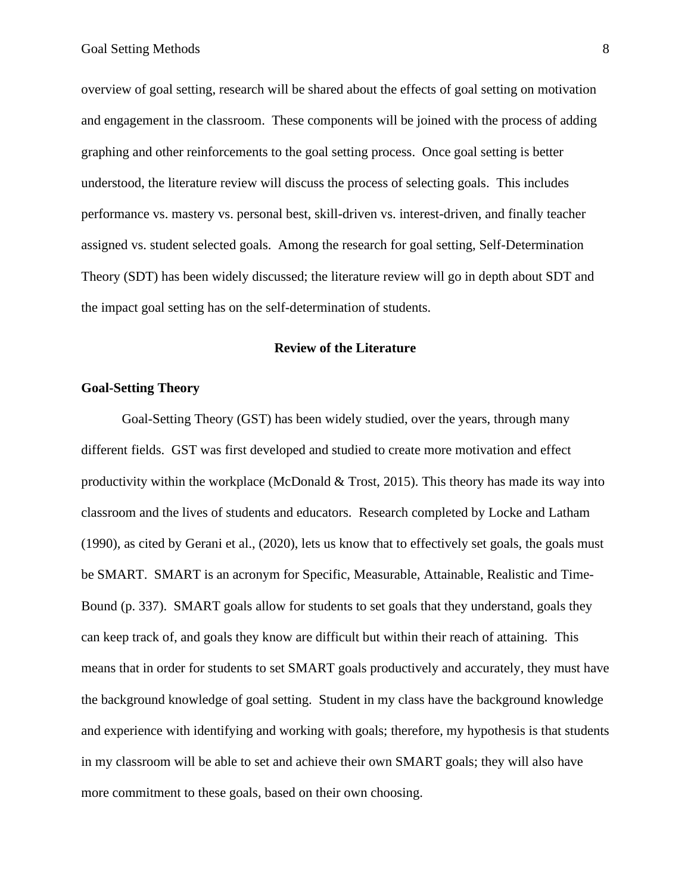overview of goal setting, research will be shared about the effects of goal setting on motivation and engagement in the classroom. These components will be joined with the process of adding graphing and other reinforcements to the goal setting process. Once goal setting is better understood, the literature review will discuss the process of selecting goals. This includes performance vs. mastery vs. personal best, skill-driven vs. interest-driven, and finally teacher assigned vs. student selected goals. Among the research for goal setting, Self-Determination Theory (SDT) has been widely discussed; the literature review will go in depth about SDT and the impact goal setting has on the self-determination of students.

## Review of the Literature

### Goal-Setting Theory

Goal-Setting Theory (GST) has been widely studied, over the years, through many different fields. GST was first developed and studied to create more motivation and effect productivity within the workplace (McDonald & Trost, 2015). This theory has made its way into classroom and the lives of students and educators. Research completed by Locke and Latham (1990), as cited by Gerani et al., (2020), lets us know that to effectively set goals, the goals must be SMART. SMART is an acronym for Specific, Measurable, Attainable, Realistic and Time-Bound (p. 337). SMART goals allow for students to set goals that they understand, goals they can keep track of, and goals they know are difficult but within their reach of attaining. This means that in order for students to set SMART goals productively and accurately, they must have the background knowledge of goal setting. Student in my class have the background knowledge and experience with identifying and working with goals; therefore, my hypothesis is that students in my classroom will be able to set and achieve their own SMART goals; they will also have more commitment to these goals, based on their own choosing.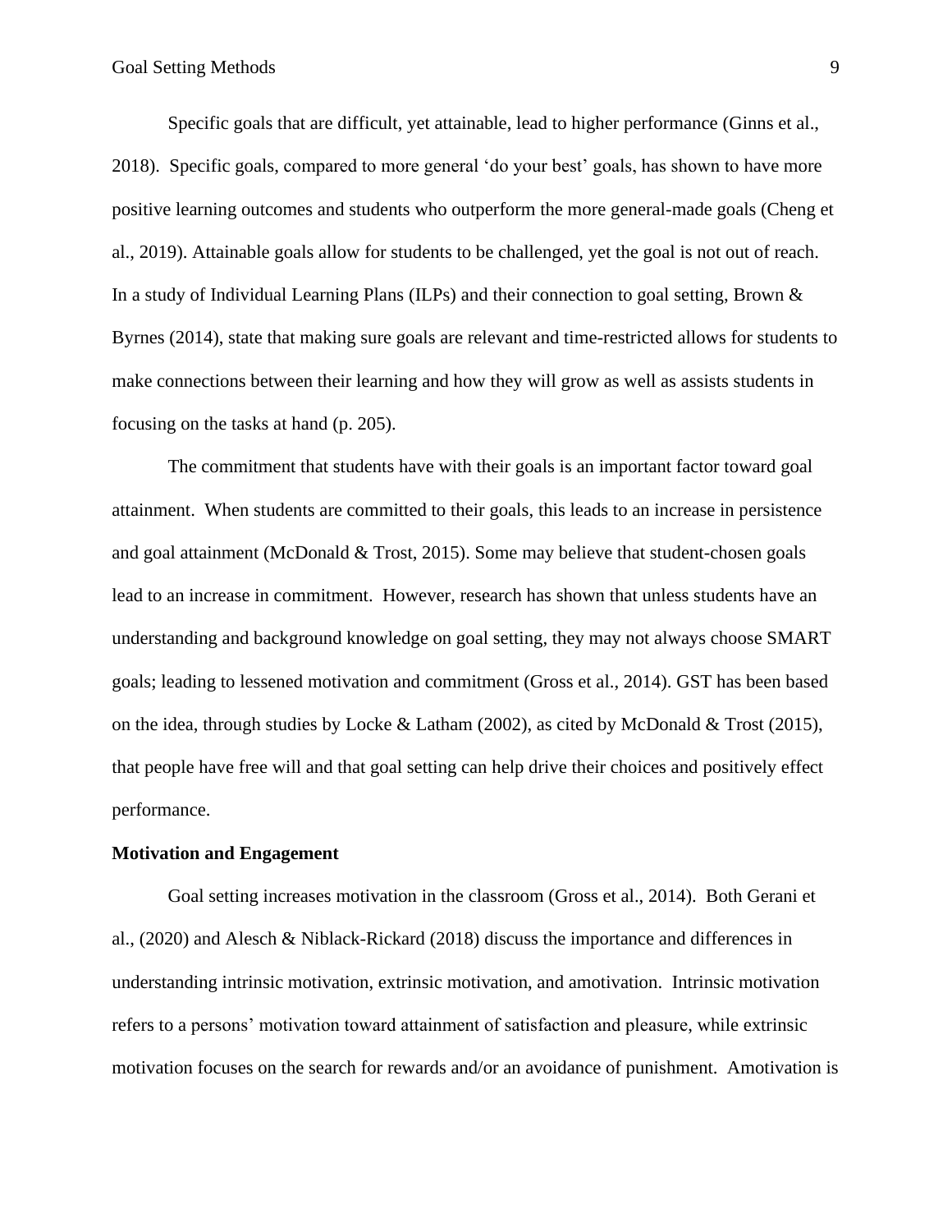Specific goals that are difficult, yet attainable, lead to higher performance (Ginns et al., 2018). Specific goals, compared to more general 'do your best' goals, has shown to have more positive learning outcomes and students who outperform the more general-made goals (Cheng et al., 2019). Attainable goals allow for students to be challenged, yet the goal is not out of reach. In a study of Individual Learning Plans (ILPs) and their connection to goal setting, Brown & Byrnes (2014), state that making sure goals are relevant and time-restricted allows for students to make connections between their learning and how they will grow as well as assists students in focusing on the tasks at hand (p. 205).

The commitment that students have with their goals is an important factor toward goal attainment. When students are committed to their goals, this leads to an increase in persistence and goal attainment (McDonald & Trost, 2015). Some may believe that student-chosen goals lead to an increase in commitment. However, research has shown that unless students have an understanding and background knowledge on goal setting, they may not always choose SMART goals; leading to lessened motivation and commitment (Gross et al., 2014). GST has been based on the idea, through studies by Locke & Latham (2002), as cited by McDonald & Trost (2015), that people have free will and that goal setting can help drive their choices and positively effect performance.

**Motivation and Engagement**

Goal setting increases motivation in the classroom (Gross et al., 2014). Both Gerani et al., (2020) and Alesch & Niblack-Rickard (2018) discuss the importance and differences in understanding intrinsic motivation, extrinsic motivation, and amotivation. Intrinsic motivation refers to a persons' motivation toward attainment of satisfaction and pleasure, while extrinsic motivation focuses on the search for rewards and/or an avoidance of punishment. Amotivation is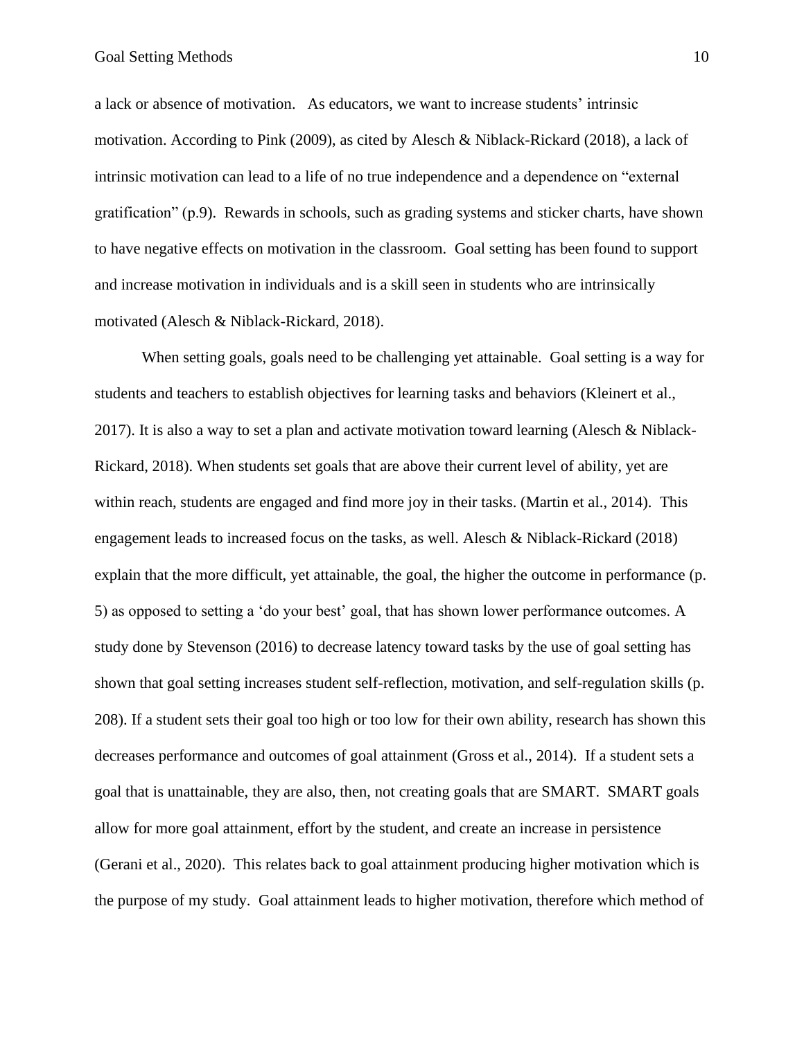a lack or absence of motivation. As educators, we want to increase students' intrinsic motivation. According to Pink (2009), as cited by Alesch & Niblack-Rickard (2018), a lack of intrinsic motivation can lead to a life of no true independence and a dependence on "external gratification" (p.9). Rewards in schools, such as grading systems and sticker charts, have shown to have negative effects on motivation in the classroom. Goal setting has been found to support and increase motivation in individuals and is a skill seen in students who are intrinsically motivated (Alesch & Niblack-Rickard, 2018).

When setting goals, goals need to be challenging yet attainable. Goal setting is a way for students and teachers to establish objectives for learning tasks and behaviors (Kleinert et al., 2017). It is also a way to set a plan and activate motivation toward learning (Alesch & Niblack-Rickard, 2018). When students set goals that are above their current level of ability, yet are within reach, students are engaged and find more joy in their tasks. (Martin et al., 2014). This engagement leads to increased focus on the tasks, as well. Alesch & Niblack-Rickard (2018) explain that the more difficult, yet attainable, the goal, the higher the outcome in performance (p. 5) as opposed to setting a 'do your best' goal, that has shown lower performance outcomes. A study done by Stevenson (2016) to decrease latency toward tasks by the use of goal setting has shown that goal setting increases student self-reflection, motivation, and self-regulation skills (p. 208). If a student sets their goal too high or too low for their own ability, research has shown this decreases performance and outcomes of goal attainment (Gross et al., 2014). If a student sets a goal that is unattainable, they are also, then, not creating goals that are SMART. SMART goals allow for more goal attainment, effort by the student, and create an increase in persistence (Gerani et al., 2020). This relates back to goal attainment producing higher motivation which is the purpose of my study. Goal attainment leads to higher motivation, therefore which method of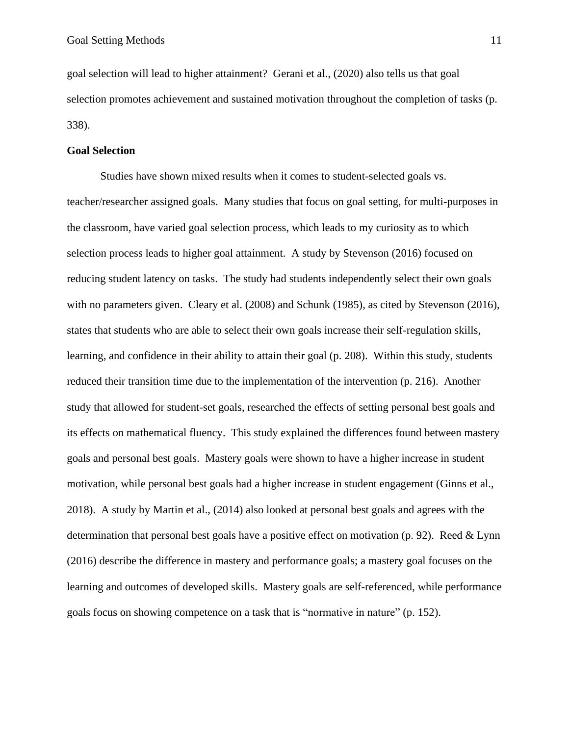goal selection will lead to higher attainment? Gerani et al., (2020) also tells us that goal selection promotes achievement and sustained motivation throughout the completion of tasks (p. 338).

## Goal Selection

Studies have shown mixed results when it comes to student-selected goals vs. teacher/researcher assigned goals. Many studies that focus on goal setting, for multi-purposes in the classroom, have varied goal selection process, which leads to my curiosity as to which selection process leads to higher goal attainment. A study by Stevenson (2016) focused on reducing student latency on tasks. The study had students independently select their own goals with no parameters given. Cleary et al. (2008) and Schunk (1985), as cited by Stevenson (2016), states that students who are able to select their own goals increase their self-regulation skills, learning, and confidence in their ability to attain their goal (p. 208). Within this study, students reduced their transition time due to the implementation of the intervention (p. 216). Another study that allowed for student-set goals, researched the effects of setting personal best goals and its effects on mathematical fluency. This study explained the differences found between mastery goals and personal best goals. Mastery goals were shown to have a higher increase in student motivation, while personal best goals had a higher increase in student engagement (Ginns et al., 2018). A study by Martin et al., (2014) also looked at personal best goals and agrees with the determination that personal best goals have a positive effect on motivation (p. 92). Reed & Lynn (2016) describe the difference in mastery and performance goals; a mastery goal focuses on the learning and outcomes of developed skills. Mastery goals are self-referenced, while performance goals focus on showing competence on a task that is “normative in nature” (p. 152).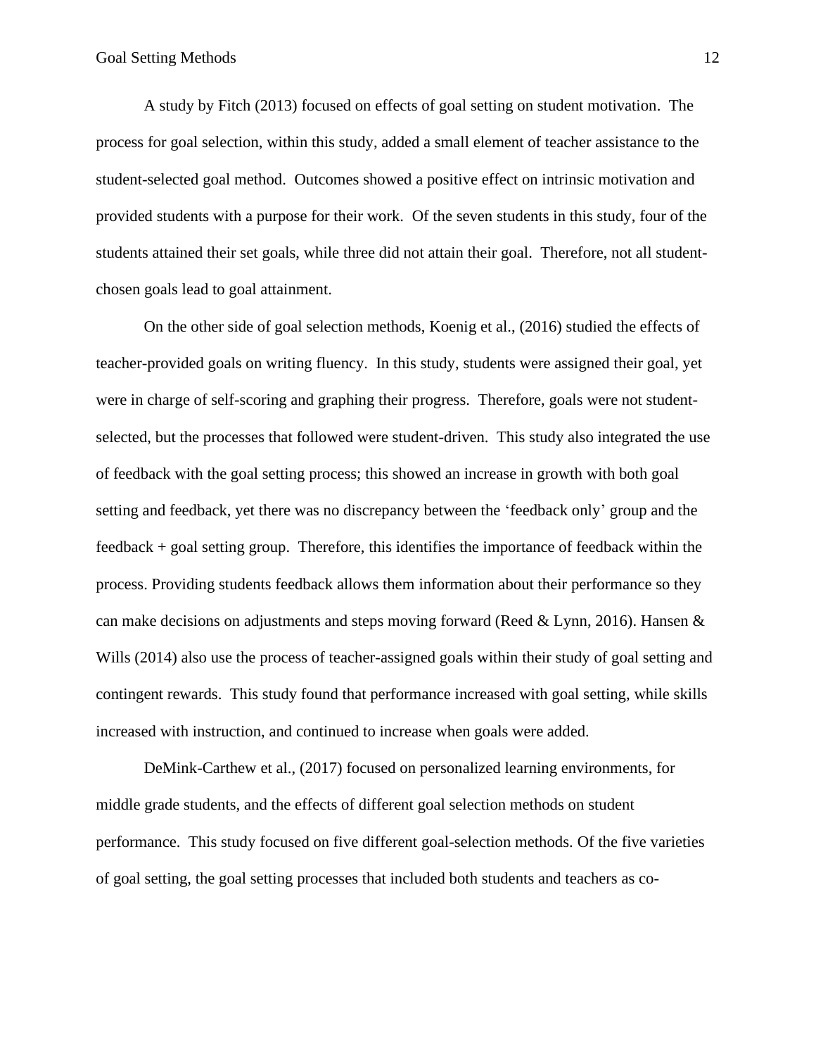A study by Fitch (2013) focused on effects of goal setting on student motivation. The process for goal selection, within this study, added a small element of teacher assistance to the student-selected goal method. Outcomes showed a positive effect on intrinsic motivation and provided students with a purpose for their work. Of the seven students in this study, four of the students attained their set goals, while three did not attain their goal. Therefore, not all student-chosen goals lead to goal attainment.

On the other side of goal selection methods, Koenig et al., (2016) studied the effects of teacher-provided goals on writing fluency. In this study, students were assigned their goal, yet were in charge of self-scoring and graphing their progress. Therefore, goals were not student-selected, but the processes that followed were student-driven. This study also integrated the use of feedback with the goal setting process; this showed an increase in growth with both goal setting and feedback, yet there was no discrepancy between the 'feedback only' group and the feedback + goal setting group. Therefore, this identifies the importance of feedback within the process. Providing students feedback allows them information about their performance so they can make decisions on adjustments and steps moving forward (Reed & Lynn, 2016). Hansen & Wills (2014) also use the process of teacher-assigned goals within their study of goal setting and contingent rewards. This study found that performance increased with goal setting, while skills increased with instruction, and continued to increase when goals were added.

DeMink-Carthew et al., (2017) focused on personalized learning environments, for middle grade students, and the effects of different goal selection methods on student performance. This study focused on five different goal-selection methods. Of the five varieties of goal setting, the goal setting processes that included both students and teachers as co-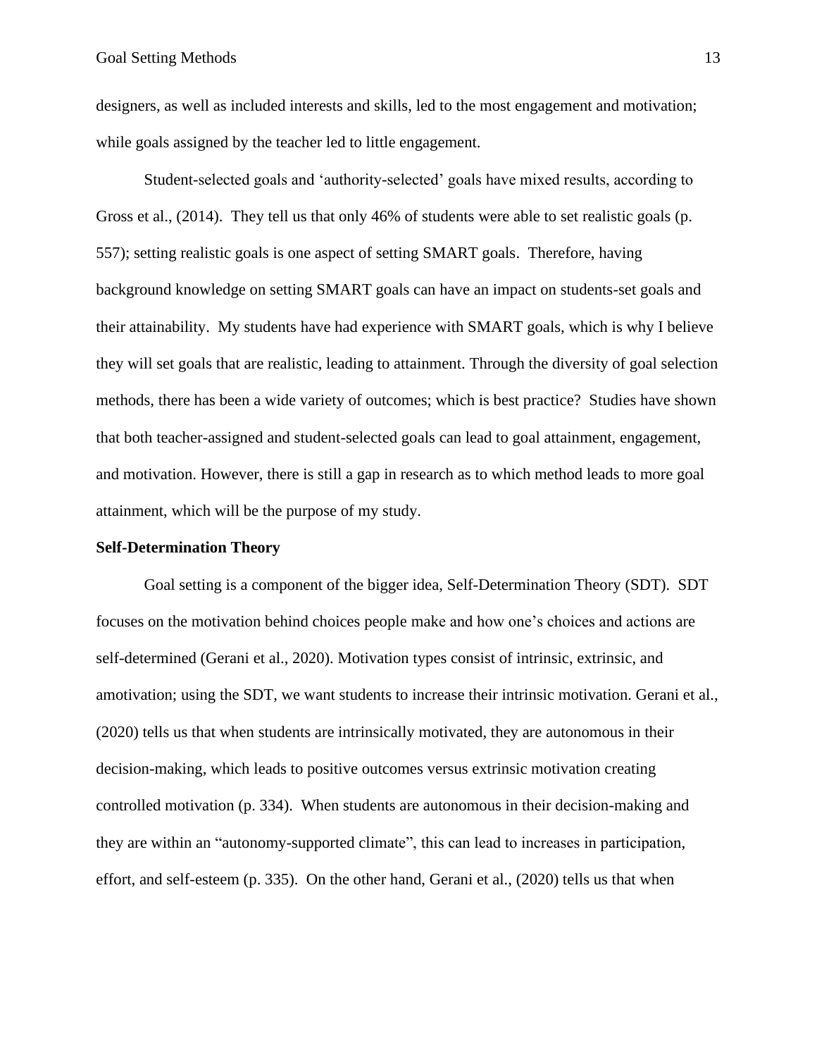designers, as well as included interests and skills, led to the most engagement and motivation; while goals assigned by the teacher led to little engagement.

Student-selected goals and 'authority-selected' goals have mixed results, according to Gross et al., (2014). They tell us that only 46% of students were able to set realistic goals (p. 557); setting realistic goals is one aspect of setting SMART goals. Therefore, having background knowledge on setting SMART goals can have an impact on students-set goals and their attainability. My students have had experience with SMART goals, which is why I believe they will set goals that are realistic, leading to attainment. Through the diversity of goal selection methods, there has been a wide variety of outcomes; which is best practice? Studies have shown that both teacher-assigned and student-selected goals can lead to goal attainment, engagement, and motivation. However, there is still a gap in research as to which method leads to more goal attainment, which will be the purpose of my study.

**Self-Determination Theory**

Goal setting is a component of the bigger idea, Self-Determination Theory (SDT). SDT focuses on the motivation behind choices people make and how one's choices and actions are self-determined (Gerani et al., 2020). Motivation types consist of intrinsic, extrinsic, and amotivation; using the SDT, we want students to increase their intrinsic motivation. Gerani et al., (2020) tells us that when students are intrinsically motivated, they are autonomous in their decision-making, which leads to positive outcomes versus extrinsic motivation creating controlled motivation (p. 334). When students are autonomous in their decision-making and they are within an "autonomy-supported climate", this can lead to increases in participation, effort, and self-esteem (p. 335). On the other hand, Gerani et al., (2020) tells us that when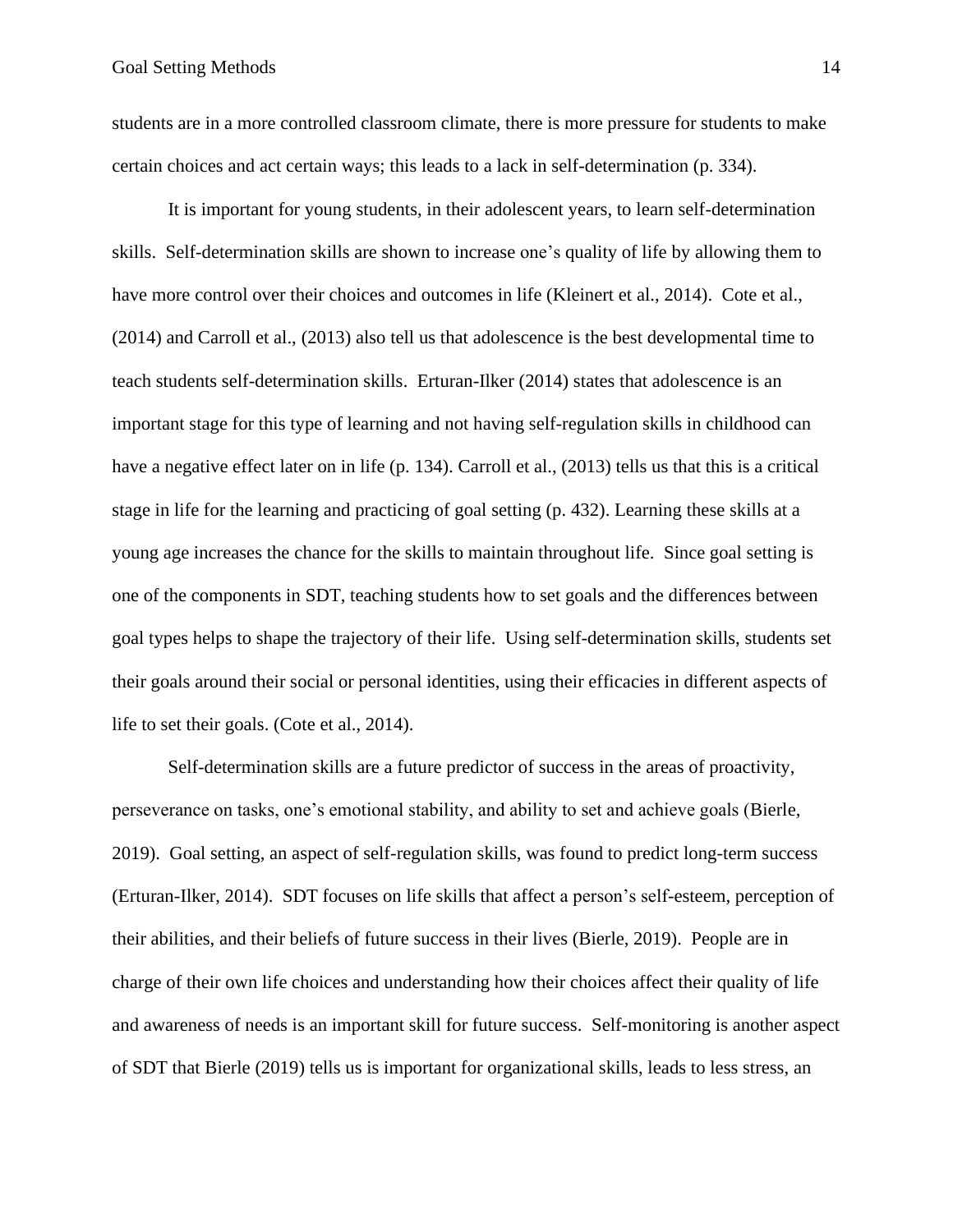students are in a more controlled classroom climate, there is more pressure for students to make certain choices and act certain ways; this leads to a lack in self-determination (p. 334).

It is important for young students, in their adolescent years, to learn self-determination skills. Self-determination skills are shown to increase one's quality of life by allowing them to have more control over their choices and outcomes in life (Kleinert et al., 2014). Cote et al., (2014) and Carroll et al., (2013) also tell us that adolescence is the best developmental time to teach students self-determination skills. Erturan-Ilker (2014) states that adolescence is an important stage for this type of learning and not having self-regulation skills in childhood can have a negative effect later on in life (p. 134). Carroll et al., (2013) tells us that this is a critical stage in life for the learning and practicing of goal setting (p. 432). Learning these skills at a young age increases the chance for the skills to maintain throughout life. Since goal setting is one of the components in SDT, teaching students how to set goals and the differences between goal types helps to shape the trajectory of their life. Using self-determination skills, students set their goals around their social or personal identities, using their efficacies in different aspects of life to set their goals. (Cote et al., 2014).

Self-determination skills are a future predictor of success in the areas of proactivity, perseverance on tasks, one's emotional stability, and ability to set and achieve goals (Bierle, 2019). Goal setting, an aspect of self-regulation skills, was found to predict long-term success (Erturan-Ilker, 2014). SDT focuses on life skills that affect a person's self-esteem, perception of their abilities, and their beliefs of future success in their lives (Bierle, 2019). People are in charge of their own life choices and understanding how their choices affect their quality of life and awareness of needs is an important skill for future success. Self-monitoring is another aspect of SDT that Bierle (2019) tells us is important for organizational skills, leads to less stress, an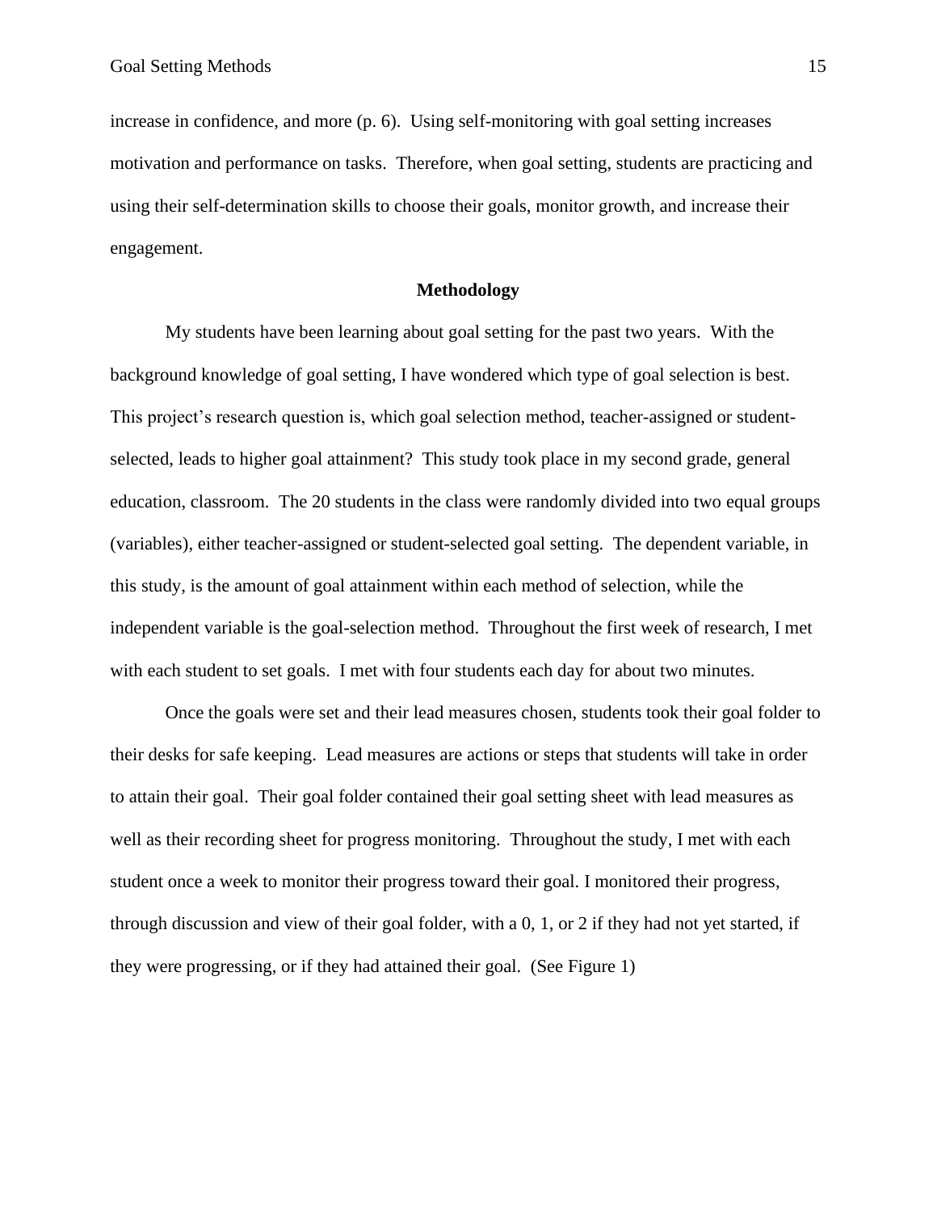increase in confidence, and more (p. 6). Using self-monitoring with goal setting increases motivation and performance on tasks. Therefore, when goal setting, students are practicing and using their self-determination skills to choose their goals, monitor growth, and increase their engagement.

## Methodology

My students have been learning about goal setting for the past two years. With the background knowledge of goal setting, I have wondered which type of goal selection is best. This project's research question is, which goal selection method, teacher-assigned or student-selected, leads to higher goal attainment? This study took place in my second grade, general education, classroom. The 20 students in the class were randomly divided into two equal groups (variables), either teacher-assigned or student-selected goal setting. The dependent variable, in this study, is the amount of goal attainment within each method of selection, while the independent variable is the goal-selection method. Throughout the first week of research, I met with each student to set goals. I met with four students each day for about two minutes.

Once the goals were set and their lead measures chosen, students took their goal folder to their desks for safe keeping. Lead measures are actions or steps that students will take in order to attain their goal. Their goal folder contained their goal setting sheet with lead measures as well as their recording sheet for progress monitoring. Throughout the study, I met with each student once a week to monitor their progress toward their goal. I monitored their progress, through discussion and view of their goal folder, with a 0, 1, or 2 if they had not yet started, if they were progressing, or if they had attained their goal. (See Figure 1)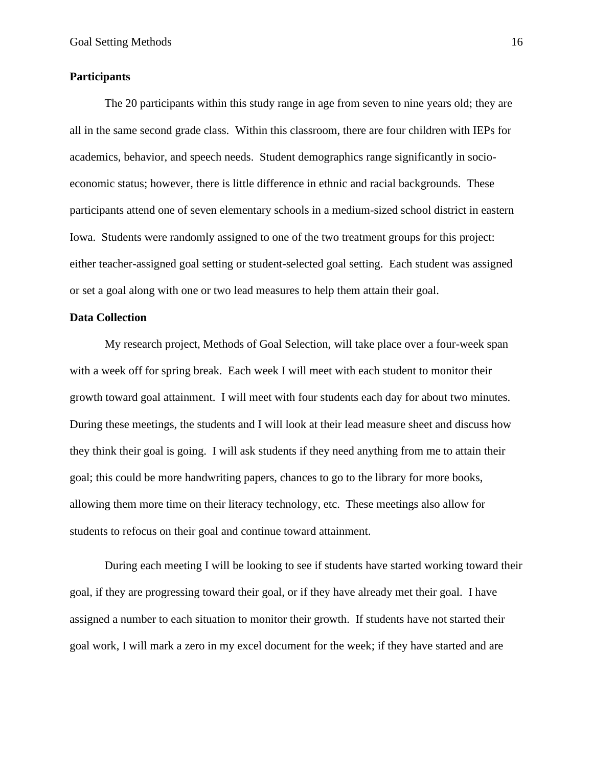**Participants**

The 20 participants within this study range in age from seven to nine years old; they are all in the same second grade class. Within this classroom, there are four children with IEPs for academics, behavior, and speech needs. Student demographics range significantly in socio-economic status; however, there is little difference in ethnic and racial backgrounds. These participants attend one of seven elementary schools in a medium-sized school district in eastern Iowa. Students were randomly assigned to one of the two treatment groups for this project: either teacher-assigned goal setting or student-selected goal setting. Each student was assigned or set a goal along with one or two lead measures to help them attain their goal.

**Data Collection**

My research project, Methods of Goal Selection, will take place over a four-week span with a week off for spring break. Each week I will meet with each student to monitor their growth toward goal attainment. I will meet with four students each day for about two minutes. During these meetings, the students and I will look at their lead measure sheet and discuss how they think their goal is going. I will ask students if they need anything from me to attain their goal; this could be more handwriting papers, chances to go to the library for more books, allowing them more time on their literacy technology, etc. These meetings also allow for students to refocus on their goal and continue toward attainment.

During each meeting I will be looking to see if students have started working toward their goal, if they are progressing toward their goal, or if they have already met their goal. I have assigned a number to each situation to monitor their growth. If students have not started their goal work, I will mark a zero in my excel document for the week; if they have started and are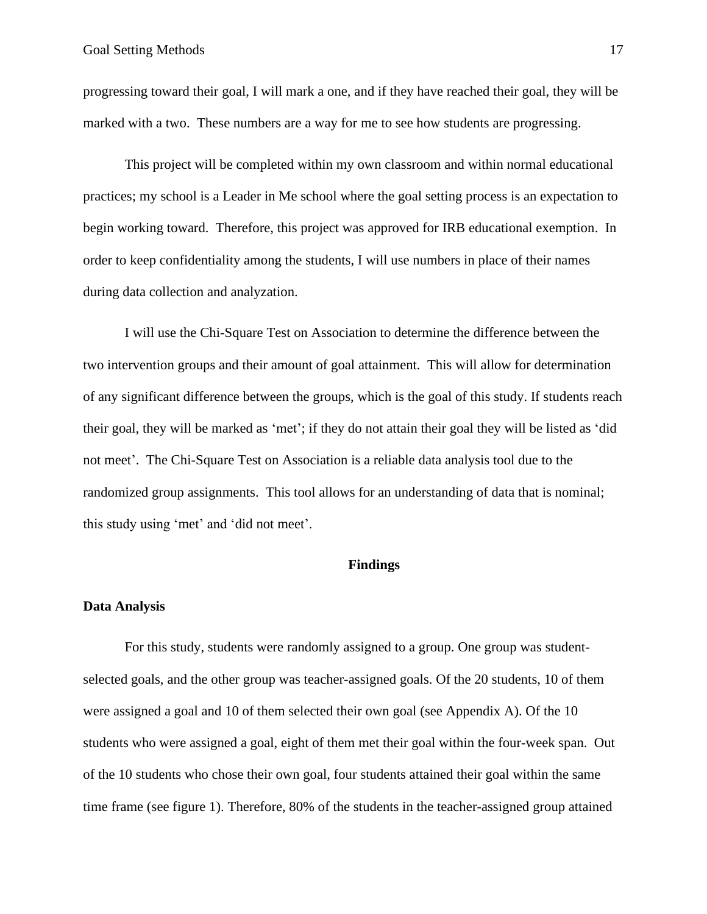progressing toward their goal, I will mark a one, and if they have reached their goal, they will be marked with a two. These numbers are a way for me to see how students are progressing.

This project will be completed within my own classroom and within normal educational practices; my school is a Leader in Me school where the goal setting process is an expectation to begin working toward. Therefore, this project was approved for IRB educational exemption. In order to keep confidentiality among the students, I will use numbers in place of their names during data collection and analyzation.

I will use the Chi-Square Test on Association to determine the difference between the two intervention groups and their amount of goal attainment. This will allow for determination of any significant difference between the groups, which is the goal of this study. If students reach their goal, they will be marked as 'met'; if they do not attain their goal they will be listed as 'did not meet'. The Chi-Square Test on Association is a reliable data analysis tool due to the randomized group assignments. This tool allows for an understanding of data that is nominal; this study using 'met' and 'did not meet'.

## Findings

### Data Analysis

For this study, students were randomly assigned to a group. One group was student-selected goals, and the other group was teacher-assigned goals. Of the 20 students, 10 of them were assigned a goal and 10 of them selected their own goal (see Appendix A). Of the 10 students who were assigned a goal, eight of them met their goal within the four-week span. Out of the 10 students who chose their own goal, four students attained their goal within the same time frame (see figure 1). Therefore, 80% of the students in the teacher-assigned group attained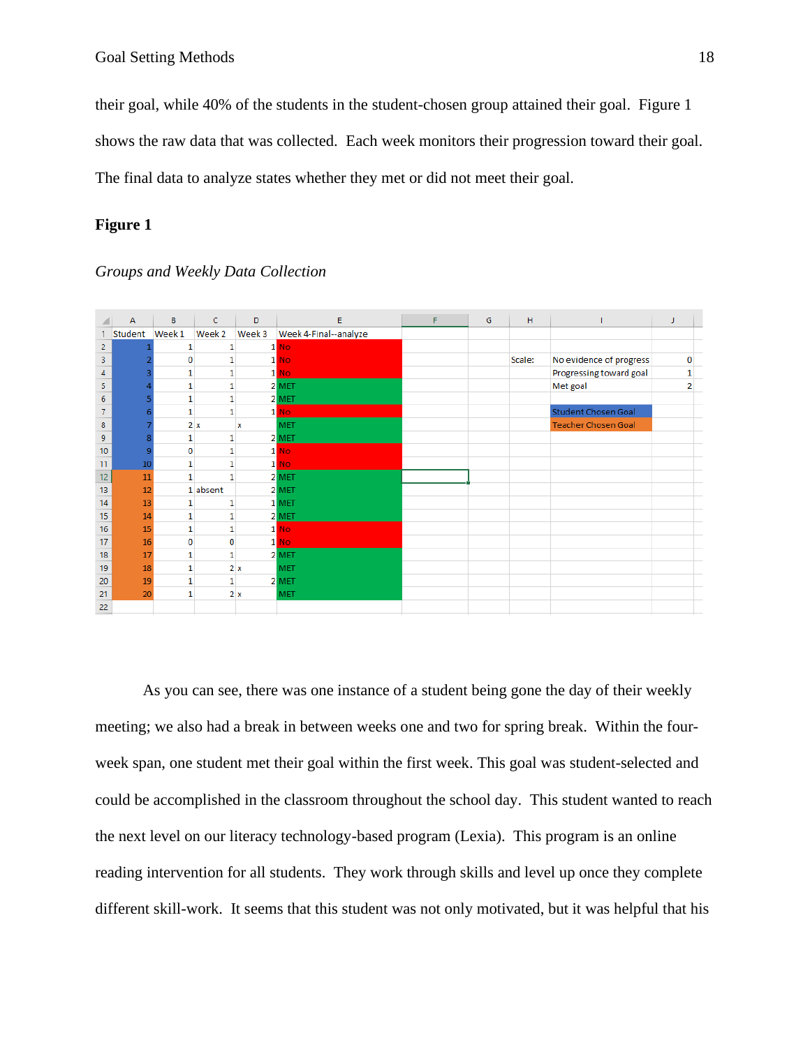their goal, while 40% of the students in the student-chosen group attained their goal. Figure 1 shows the raw data that was collected. Each week monitors their progression toward their goal. The final data to analyze states whether they met or did not meet their goal.

**Figure 1**

*Groups and Weekly Data Collection*

| Student | Week 1 | Week 2 | Week 3 | Week 4-Final--analyze |
|---|---|---|---|---|
| 1 | 1 | 1 | 1 | No |
| 2 | 0 | 1 | 1 | No |
| 3 | 1 | 1 | 1 | No |
| 4 | 1 | 1 | 2 | MET |
| 5 | 1 | 1 | 2 | MET |
| 6 | 1 | 1 | 1 | No |
| 7 | 2 | x | x | MET |
| 8 | 1 | 1 | 2 | MET |
| 9 | 0 | 1 | 1 | No |
| 10 | 1 | 1 | 1 | No |
| 11 | 1 | 1 | 2 | MET |
| 12 | 1 | absent | 2 | MET |
| 13 | 1 | 1 | 1 | MET |
| 14 | 1 | 1 | 2 | MET |
| 15 | 1 | 1 | 1 | No |
| 16 | 0 | 0 | 1 | No |
| 17 | 1 | 1 | 2 | MET |
| 18 | 1 | 2 | x | MET |
| 19 | 1 | 1 | 2 | MET |
| 20 | 1 | 2 | x | MET |

| Scale: | | |
|---|---|---|
| | No evidence of progress | 0 |
| | Progressing toward goal | 1 |
| | Met goal | 2 |

Student Chosen Goal (Students 1–10)
Teacher Chosen Goal (Students 11–20)

As you can see, there was one instance of a student being gone the day of their weekly meeting; we also had a break in between weeks one and two for spring break. Within the four-week span, one student met their goal within the first week. This goal was student-selected and could be accomplished in the classroom throughout the school day. This student wanted to reach the next level on our literacy technology-based program (Lexia). This program is an online reading intervention for all students. They work through skills and level up once they complete different skill-work. It seems that this student was not only motivated, but it was helpful that his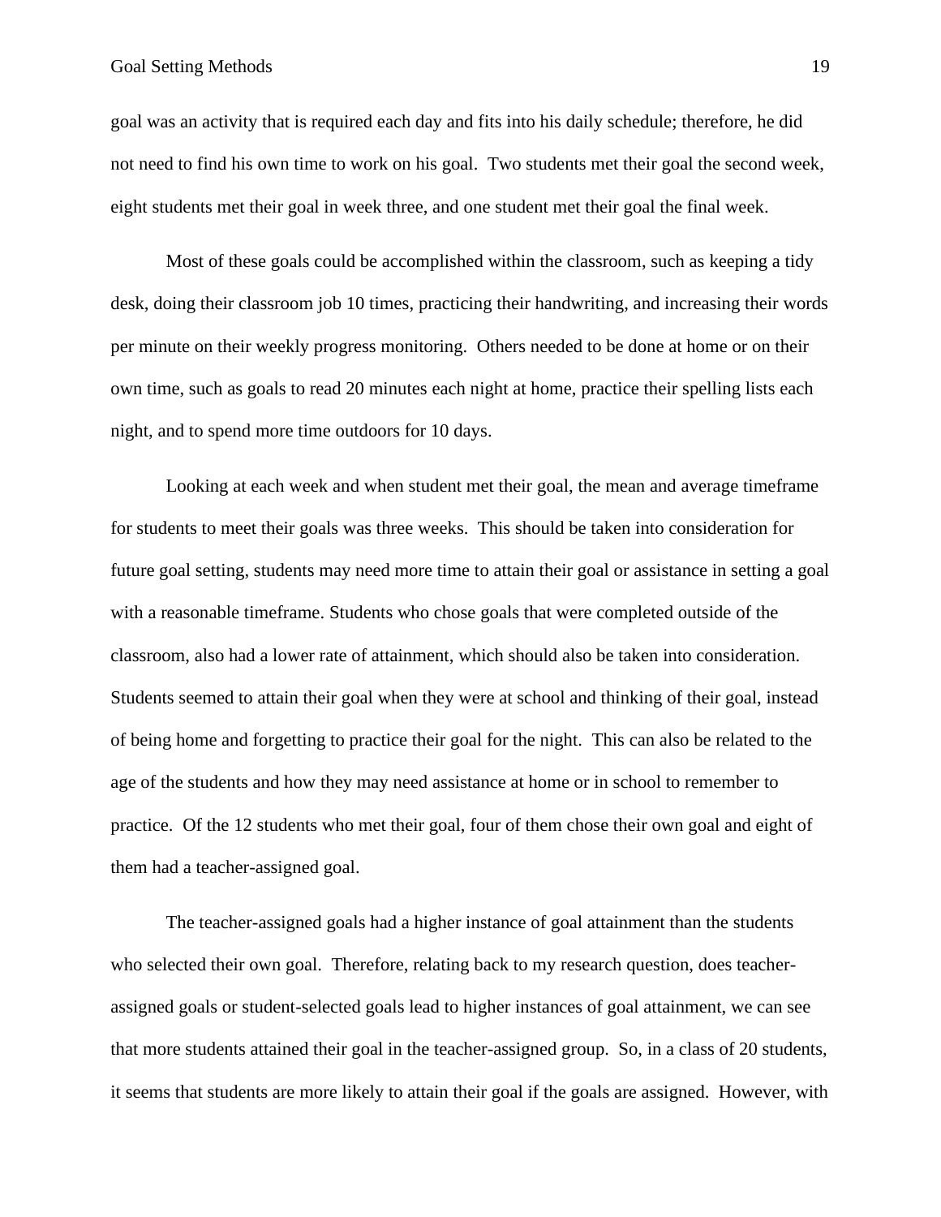goal was an activity that is required each day and fits into his daily schedule; therefore, he did not need to find his own time to work on his goal.  Two students met their goal the second week, eight students met their goal in week three, and one student met their goal the final week.

Most of these goals could be accomplished within the classroom, such as keeping a tidy desk, doing their classroom job 10 times, practicing their handwriting, and increasing their words per minute on their weekly progress monitoring.  Others needed to be done at home or on their own time, such as goals to read 20 minutes each night at home, practice their spelling lists each night, and to spend more time outdoors for 10 days.

Looking at each week and when student met their goal, the mean and average timeframe for students to meet their goals was three weeks.  This should be taken into consideration for future goal setting, students may need more time to attain their goal or assistance in setting a goal with a reasonable timeframe. Students who chose goals that were completed outside of the classroom, also had a lower rate of attainment, which should also be taken into consideration. Students seemed to attain their goal when they were at school and thinking of their goal, instead of being home and forgetting to practice their goal for the night.  This can also be related to the age of the students and how they may need assistance at home or in school to remember to practice.  Of the 12 students who met their goal, four of them chose their own goal and eight of them had a teacher-assigned goal.

The teacher-assigned goals had a higher instance of goal attainment than the students who selected their own goal.  Therefore, relating back to my research question, does teacher-assigned goals or student-selected goals lead to higher instances of goal attainment, we can see that more students attained their goal in the teacher-assigned group.  So, in a class of 20 students, it seems that students are more likely to attain their goal if the goals are assigned.  However, with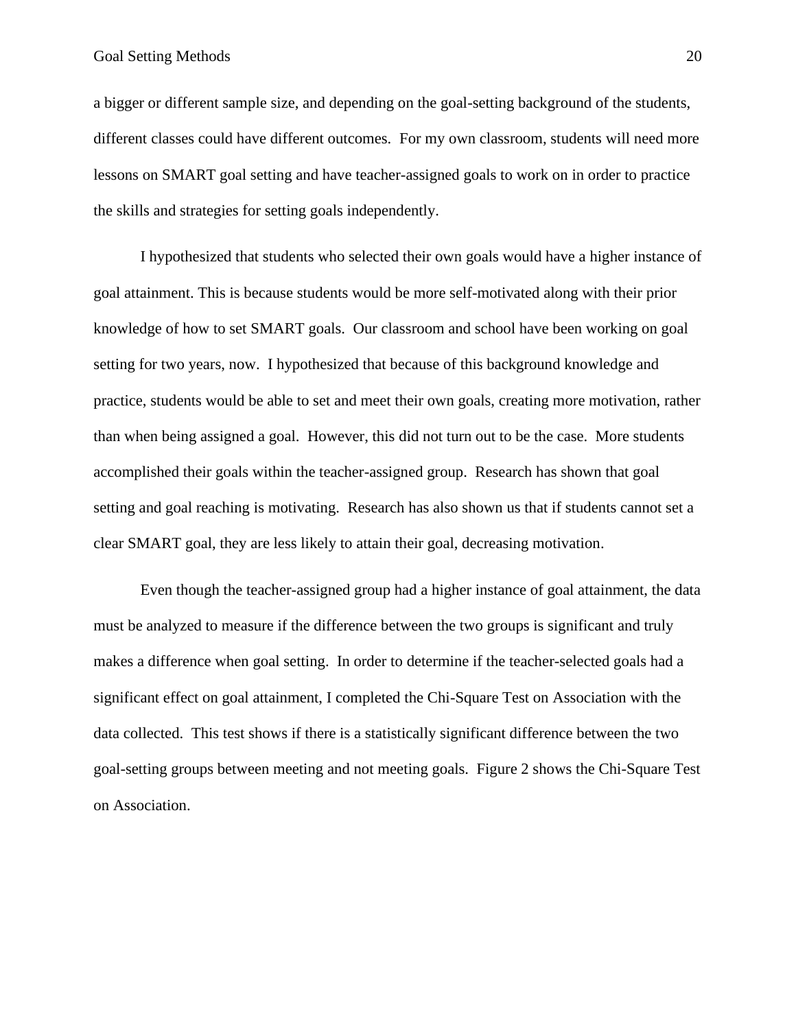a bigger or different sample size, and depending on the goal-setting background of the students, different classes could have different outcomes.  For my own classroom, students will need more lessons on SMART goal setting and have teacher-assigned goals to work on in order to practice the skills and strategies for setting goals independently.

I hypothesized that students who selected their own goals would have a higher instance of goal attainment. This is because students would be more self-motivated along with their prior knowledge of how to set SMART goals.  Our classroom and school have been working on goal setting for two years, now.  I hypothesized that because of this background knowledge and practice, students would be able to set and meet their own goals, creating more motivation, rather than when being assigned a goal.  However, this did not turn out to be the case.  More students accomplished their goals within the teacher-assigned group.  Research has shown that goal setting and goal reaching is motivating.  Research has also shown us that if students cannot set a clear SMART goal, they are less likely to attain their goal, decreasing motivation.

Even though the teacher-assigned group had a higher instance of goal attainment, the data must be analyzed to measure if the difference between the two groups is significant and truly makes a difference when goal setting.  In order to determine if the teacher-selected goals had a significant effect on goal attainment, I completed the Chi-Square Test on Association with the data collected.  This test shows if there is a statistically significant difference between the two goal-setting groups between meeting and not meeting goals.  Figure 2 shows the Chi-Square Test on Association.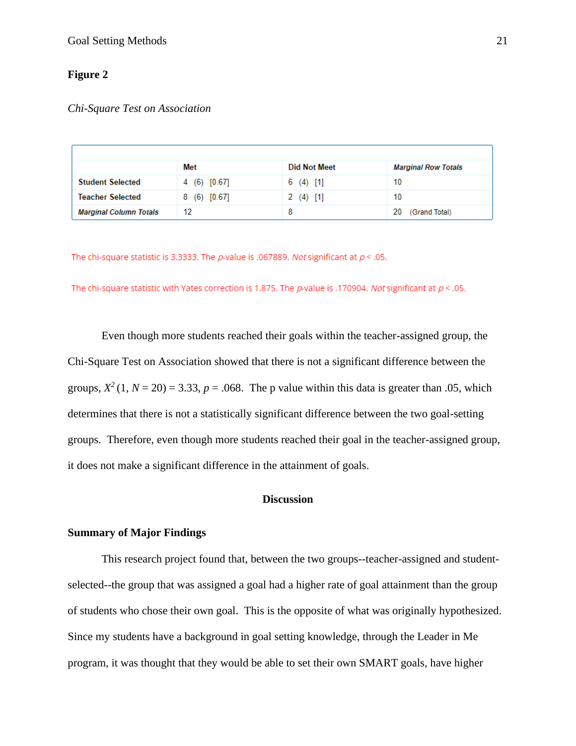**Figure 2**

*Chi-Square Test on Association*

| | Met | Did Not Meet | *Marginal Row Totals* |
|---|---|---|---|
| Student Selected | 4 (6) [0.67] | 6 (4) [1] | 10 |
| Teacher Selected | 8 (6) [0.67] | 2 (4) [1] | 10 |
| *Marginal Column Totals* | 12 | 8 | 20 (Grand Total) |

The chi-square statistic is 3.3333. The *p*-value is .067889. *Not* significant at $p < .05$.

The chi-square statistic with Yates correction is 1.875. The *p*-value is .170904. *Not* significant at $p < .05$.

Even though more students reached their goals within the teacher-assigned group, the Chi-Square Test on Association showed that there is not a significant difference between the groups, $X^2$ (1, $N$ = 20) = 3.33, $p$ = .068. The p value within this data is greater than .05, which determines that there is not a statistically significant difference between the two goal-setting groups. Therefore, even though more students reached their goal in the teacher-assigned group, it does not make a significant difference in the attainment of goals.

## Discussion

### Summary of Major Findings

This research project found that, between the two groups--teacher-assigned and student-selected--the group that was assigned a goal had a higher rate of goal attainment than the group of students who chose their own goal. This is the opposite of what was originally hypothesized. Since my students have a background in goal setting knowledge, through the Leader in Me program, it was thought that they would be able to set their own SMART goals, have higher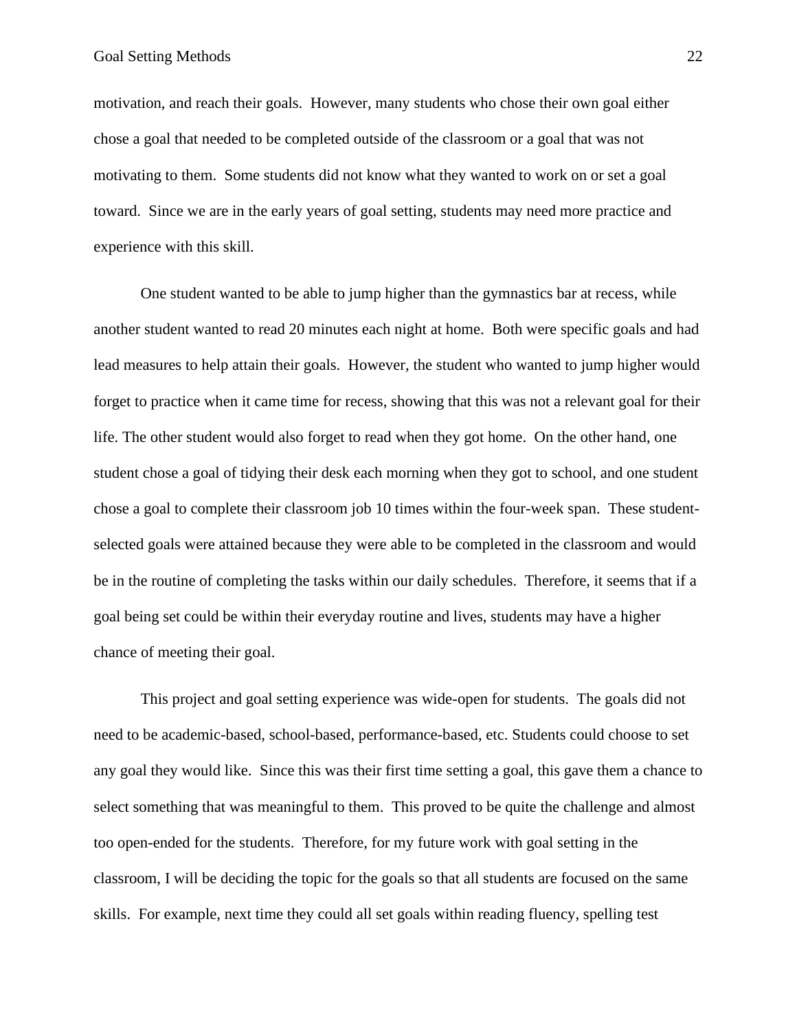motivation, and reach their goals. However, many students who chose their own goal either chose a goal that needed to be completed outside of the classroom or a goal that was not motivating to them. Some students did not know what they wanted to work on or set a goal toward. Since we are in the early years of goal setting, students may need more practice and experience with this skill.

One student wanted to be able to jump higher than the gymnastics bar at recess, while another student wanted to read 20 minutes each night at home. Both were specific goals and had lead measures to help attain their goals. However, the student who wanted to jump higher would forget to practice when it came time for recess, showing that this was not a relevant goal for their life. The other student would also forget to read when they got home. On the other hand, one student chose a goal of tidying their desk each morning when they got to school, and one student chose a goal to complete their classroom job 10 times within the four-week span. These student-selected goals were attained because they were able to be completed in the classroom and would be in the routine of completing the tasks within our daily schedules. Therefore, it seems that if a goal being set could be within their everyday routine and lives, students may have a higher chance of meeting their goal.

This project and goal setting experience was wide-open for students. The goals did not need to be academic-based, school-based, performance-based, etc. Students could choose to set any goal they would like. Since this was their first time setting a goal, this gave them a chance to select something that was meaningful to them. This proved to be quite the challenge and almost too open-ended for the students. Therefore, for my future work with goal setting in the classroom, I will be deciding the topic for the goals so that all students are focused on the same skills. For example, next time they could all set goals within reading fluency, spelling test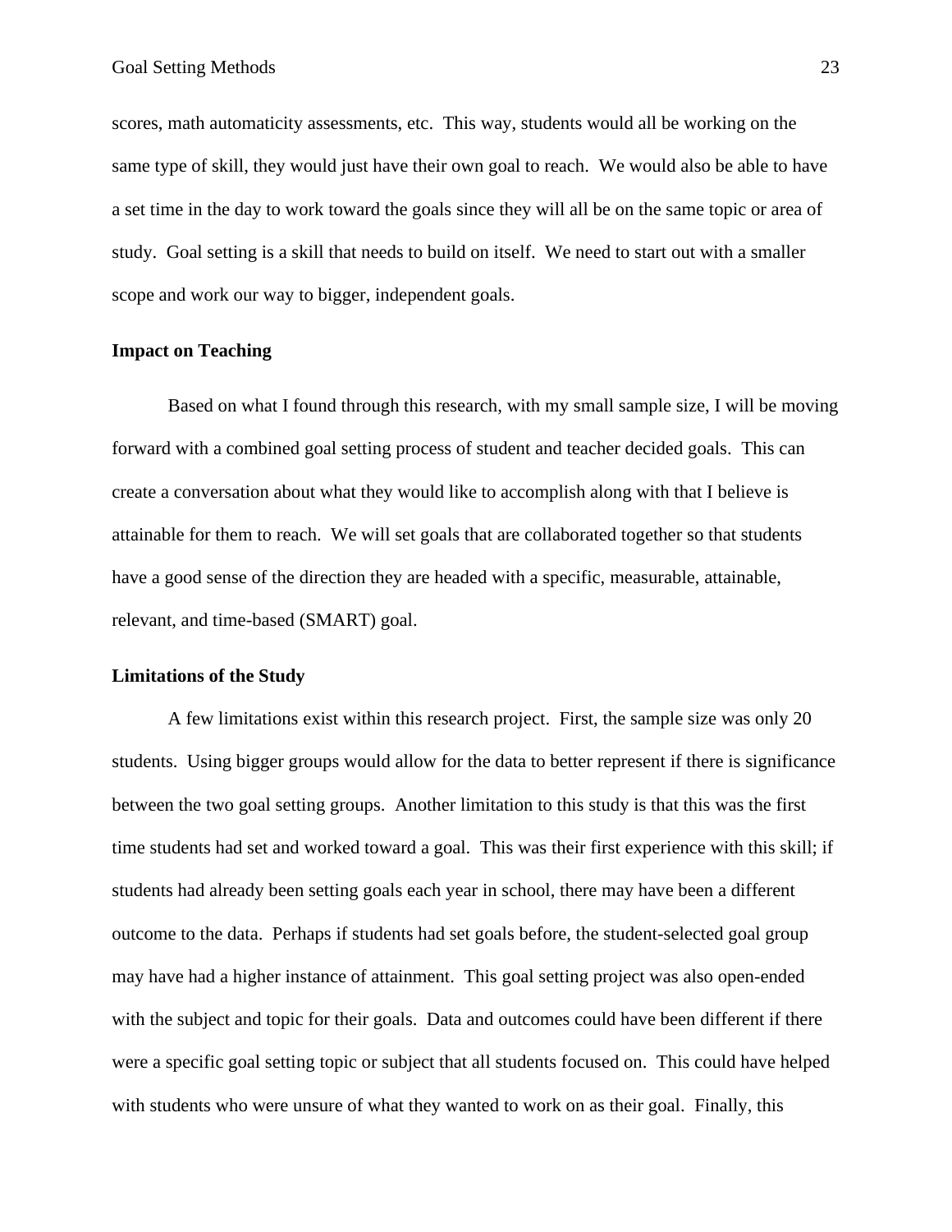scores, math automaticity assessments, etc. This way, students would all be working on the same type of skill, they would just have their own goal to reach. We would also be able to have a set time in the day to work toward the goals since they will all be on the same topic or area of study. Goal setting is a skill that needs to build on itself. We need to start out with a smaller scope and work our way to bigger, independent goals.

### Impact on Teaching

Based on what I found through this research, with my small sample size, I will be moving forward with a combined goal setting process of student and teacher decided goals. This can create a conversation about what they would like to accomplish along with that I believe is attainable for them to reach. We will set goals that are collaborated together so that students have a good sense of the direction they are headed with a specific, measurable, attainable, relevant, and time-based (SMART) goal.

### Limitations of the Study

A few limitations exist within this research project. First, the sample size was only 20 students. Using bigger groups would allow for the data to better represent if there is significance between the two goal setting groups. Another limitation to this study is that this was the first time students had set and worked toward a goal. This was their first experience with this skill; if students had already been setting goals each year in school, there may have been a different outcome to the data. Perhaps if students had set goals before, the student-selected goal group may have had a higher instance of attainment. This goal setting project was also open-ended with the subject and topic for their goals. Data and outcomes could have been different if there were a specific goal setting topic or subject that all students focused on. This could have helped with students who were unsure of what they wanted to work on as their goal. Finally, this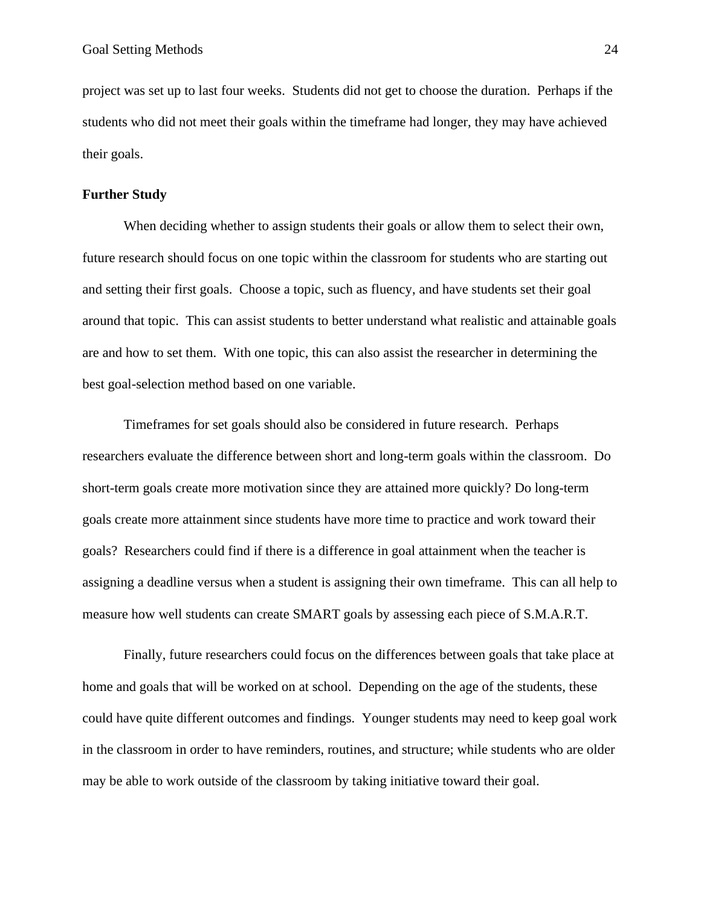project was set up to last four weeks. Students did not get to choose the duration. Perhaps if the students who did not meet their goals within the timeframe had longer, they may have achieved their goals.

### Further Study

When deciding whether to assign students their goals or allow them to select their own, future research should focus on one topic within the classroom for students who are starting out and setting their first goals. Choose a topic, such as fluency, and have students set their goal around that topic. This can assist students to better understand what realistic and attainable goals are and how to set them. With one topic, this can also assist the researcher in determining the best goal-selection method based on one variable.

Timeframes for set goals should also be considered in future research. Perhaps researchers evaluate the difference between short and long-term goals within the classroom. Do short-term goals create more motivation since they are attained more quickly? Do long-term goals create more attainment since students have more time to practice and work toward their goals? Researchers could find if there is a difference in goal attainment when the teacher is assigning a deadline versus when a student is assigning their own timeframe. This can all help to measure how well students can create SMART goals by assessing each piece of S.M.A.R.T.

Finally, future researchers could focus on the differences between goals that take place at home and goals that will be worked on at school. Depending on the age of the students, these could have quite different outcomes and findings. Younger students may need to keep goal work in the classroom in order to have reminders, routines, and structure; while students who are older may be able to work outside of the classroom by taking initiative toward their goal.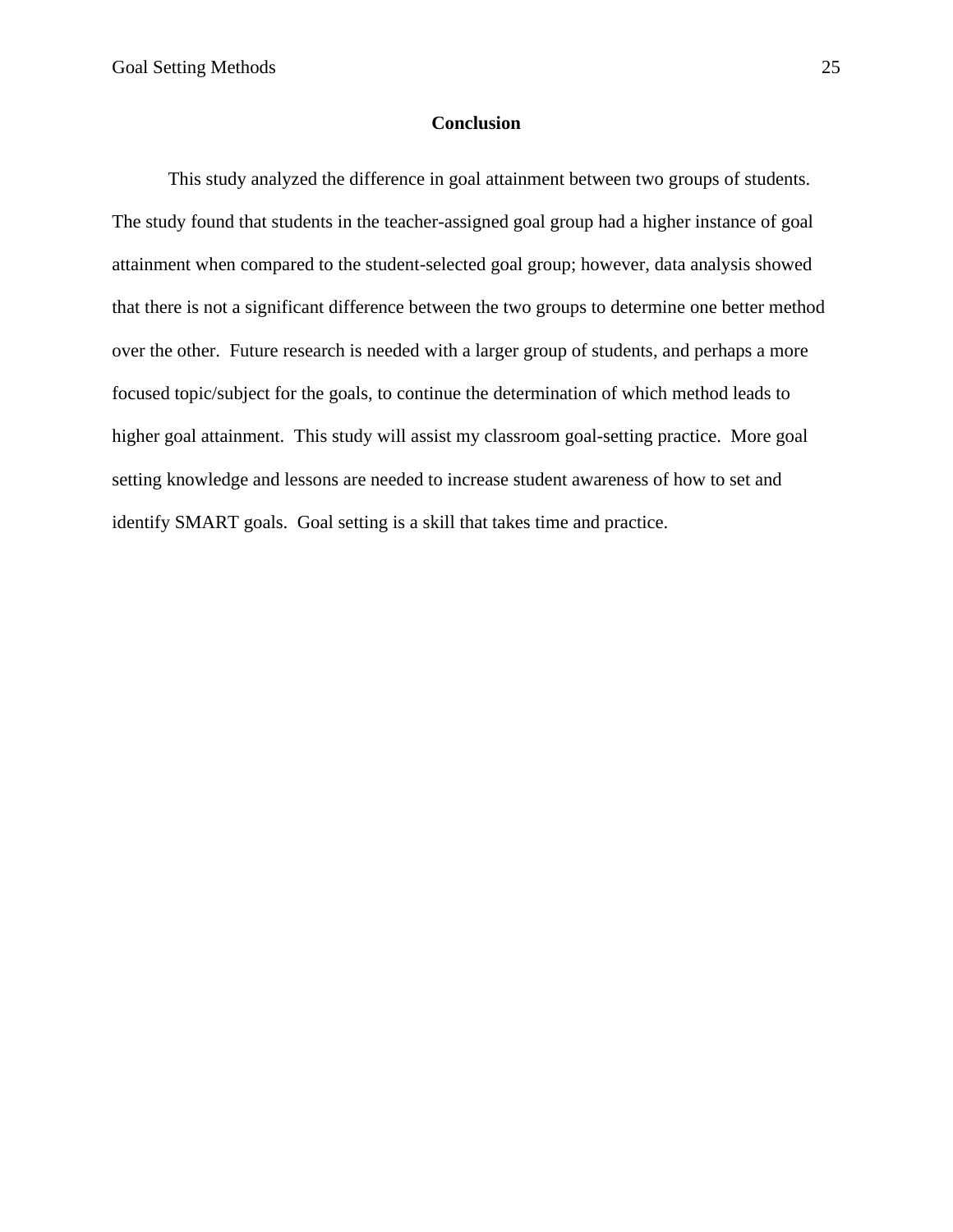## Conclusion

This study analyzed the difference in goal attainment between two groups of students. The study found that students in the teacher-assigned goal group had a higher instance of goal attainment when compared to the student-selected goal group; however, data analysis showed that there is not a significant difference between the two groups to determine one better method over the other. Future research is needed with a larger group of students, and perhaps a more focused topic/subject for the goals, to continue the determination of which method leads to higher goal attainment. This study will assist my classroom goal-setting practice. More goal setting knowledge and lessons are needed to increase student awareness of how to set and identify SMART goals. Goal setting is a skill that takes time and practice.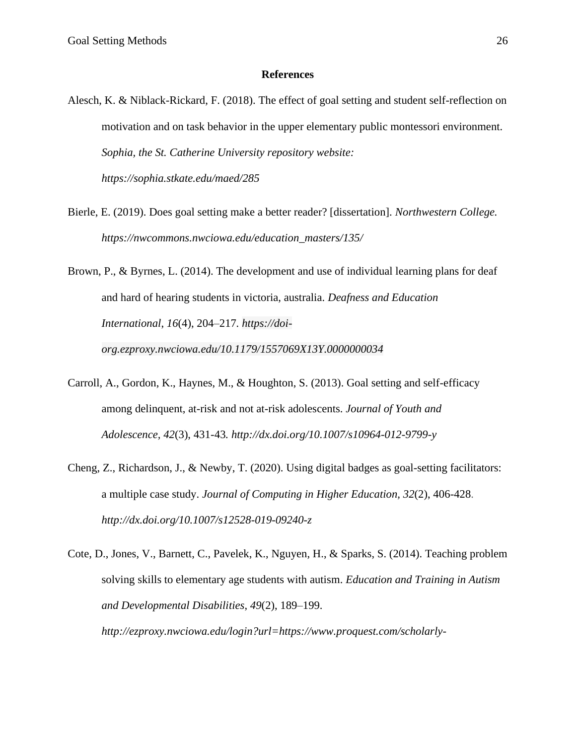## References

Alesch, K. & Niblack-Rickard, F. (2018). The effect of goal setting and student self-reflection on motivation and on task behavior in the upper elementary public montessori environment. *Sophia, the St. Catherine University repository website: https://sophia.stkate.edu/maed/285*

Bierle, E. (2019). Does goal setting make a better reader? [dissertation]. *Northwestern College. https://nwcommons.nwciowa.edu/education_masters/135/*

Brown, P., & Byrnes, L. (2014). The development and use of individual learning plans for deaf and hard of hearing students in victoria, australia. *Deafness and Education International*, *16*(4), 204–217. *https://doi-org.ezproxy.nwciowa.edu/10.1179/1557069X13Y.0000000034*

Carroll, A., Gordon, K., Haynes, M., & Houghton, S. (2013). Goal setting and self-efficacy among delinquent, at-risk and not at-risk adolescents. *Journal of Youth and Adolescence, 42*(3), 431-43*. http://dx.doi.org/10.1007/s10964-012-9799-y*

Cheng, Z., Richardson, J., & Newby, T. (2020). Using digital badges as goal-setting facilitators: a multiple case study. *Journal of Computing in Higher Education, 32*(2), 406-428. *http://dx.doi.org/10.1007/s12528-019-09240-z*

Cote, D., Jones, V., Barnett, C., Pavelek, K., Nguyen, H., & Sparks, S. (2014). Teaching problem solving skills to elementary age students with autism. *Education and Training in Autism and Developmental Disabilities*, *49*(2), 189–199. *http://ezproxy.nwciowa.edu/login?url=https://www.proquest.com/scholarly-*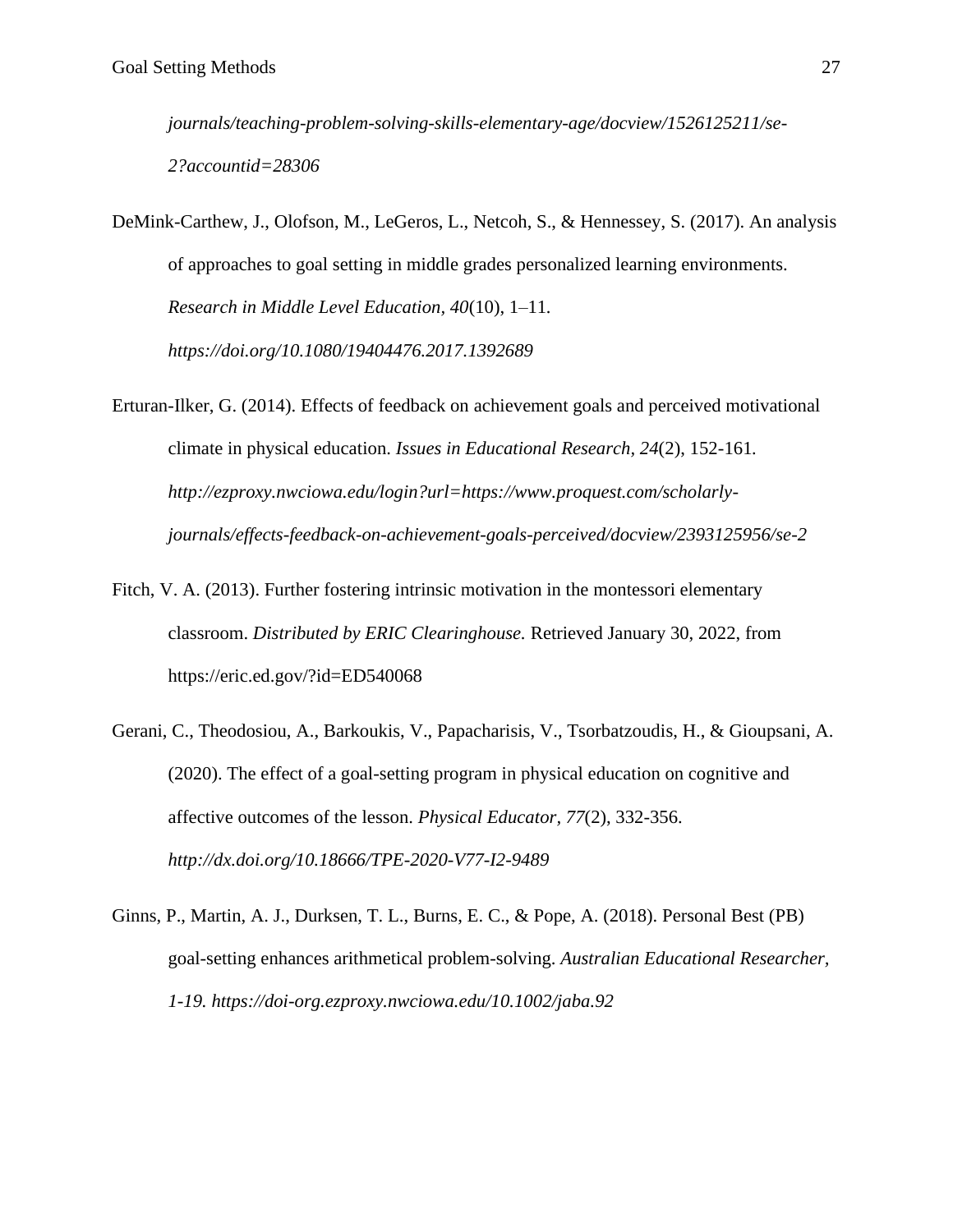*journals/teaching-problem-solving-skills-elementary-age/docview/1526125211/se-2?accountid=28306*

DeMink-Carthew, J., Olofson, M., LeGeros, L., Netcoh, S., & Hennessey, S. (2017). An analysis of approaches to goal setting in middle grades personalized learning environments. *Research in Middle Level Education, 40*(10), 1–11. *https://doi.org/10.1080/19404476.2017.1392689*

Erturan-Ilker, G. (2014). Effects of feedback on achievement goals and perceived motivational climate in physical education. *Issues in Educational Research, 24*(2), 152-161. *http://ezproxy.nwciowa.edu/login?url=https://www.proquest.com/scholarly-journals/effects-feedback-on-achievement-goals-perceived/docview/2393125956/se-2*

Fitch, V. A. (2013). Further fostering intrinsic motivation in the montessori elementary classroom. *Distributed by ERIC Clearinghouse.* Retrieved January 30, 2022, from https://eric.ed.gov/?id=ED540068

Gerani, C., Theodosiou, A., Barkoukis, V., Papacharisis, V., Tsorbatzoudis, H., & Gioupsani, A. (2020). The effect of a goal-setting program in physical education on cognitive and affective outcomes of the lesson. *Physical Educator, 77*(2), 332-356. *http://dx.doi.org/10.18666/TPE-2020-V77-I2-9489*

Ginns, P., Martin, A. J., Durksen, T. L., Burns, E. C., & Pope, A. (2018). Personal Best (PB) goal-setting enhances arithmetical problem-solving. *Australian Educational Researcher, 1-19. https://doi-org.ezproxy.nwciowa.edu/10.1002/jaba.92*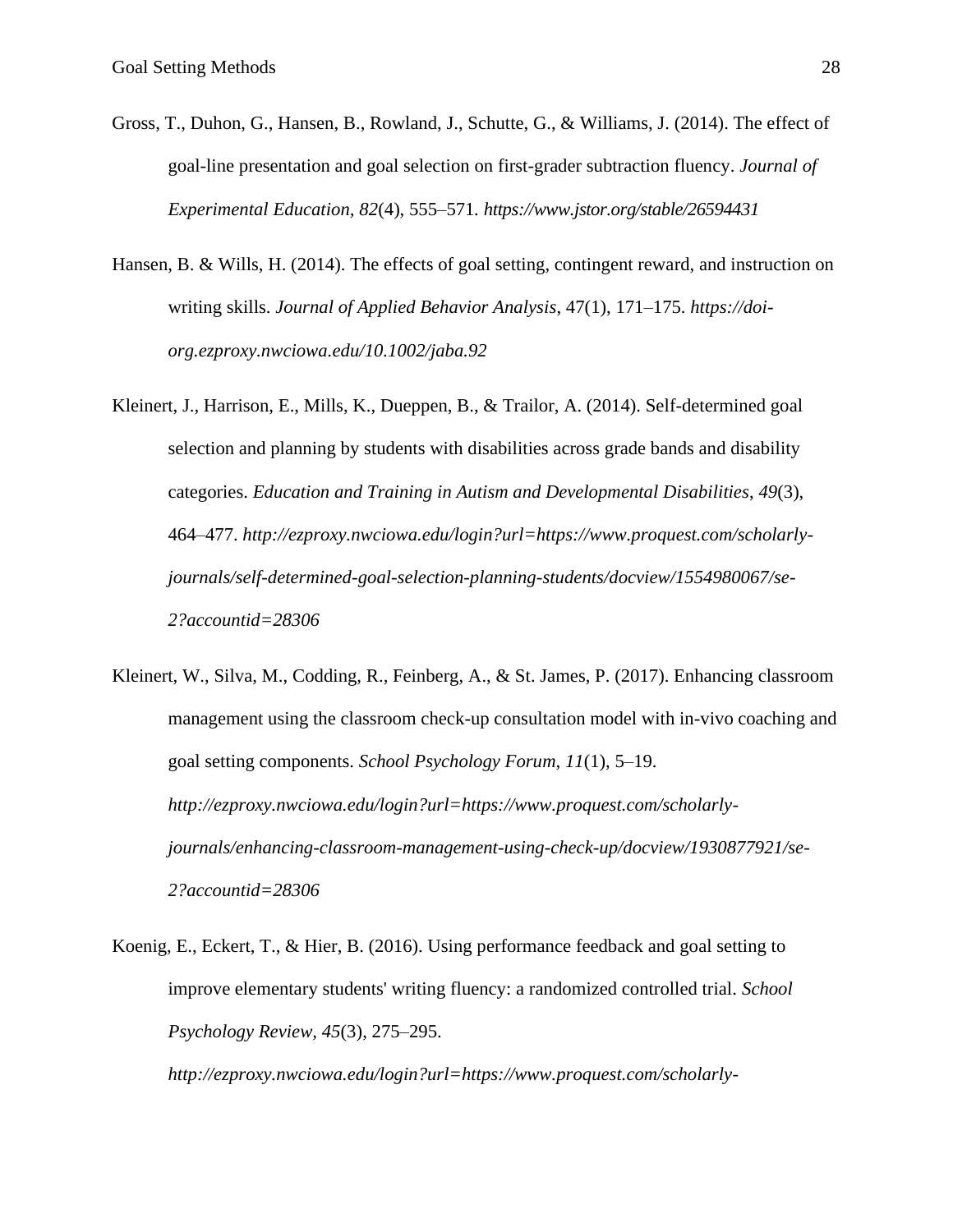Gross, T., Duhon, G., Hansen, B., Rowland, J., Schutte, G., & Williams, J. (2014). The effect of goal-line presentation and goal selection on first-grader subtraction fluency. *Journal of Experimental Education, 82*(4), 555–571. *https://www.jstor.org/stable/26594431*

Hansen, B. & Wills, H. (2014). The effects of goal setting, contingent reward, and instruction on writing skills. *Journal of Applied Behavior Analysis*, 47(1), 171–175. *https://doi-org.ezproxy.nwciowa.edu/10.1002/jaba.92*

Kleinert, J., Harrison, E., Mills, K., Dueppen, B., & Trailor, A. (2014). Self-determined goal selection and planning by students with disabilities across grade bands and disability categories. *Education and Training in Autism and Developmental Disabilities*, *49*(3), 464–477. *http://ezproxy.nwciowa.edu/login?url=https://www.proquest.com/scholarly-journals/self-determined-goal-selection-planning-students/docview/1554980067/se-2?accountid=28306*

Kleinert, W., Silva, M., Codding, R., Feinberg, A., & St. James, P. (2017). Enhancing classroom management using the classroom check-up consultation model with in-vivo coaching and goal setting components. *School Psychology Forum*, *11*(1), 5–19. *http://ezproxy.nwciowa.edu/login?url=https://www.proquest.com/scholarly-journals/enhancing-classroom-management-using-check-up/docview/1930877921/se-2?accountid=28306*

Koenig, E., Eckert, T., & Hier, B. (2016). Using performance feedback and goal setting to improve elementary students' writing fluency: a randomized controlled trial. *School Psychology Review, 45*(3), 275–295. *http://ezproxy.nwciowa.edu/login?url=https://www.proquest.com/scholarly-*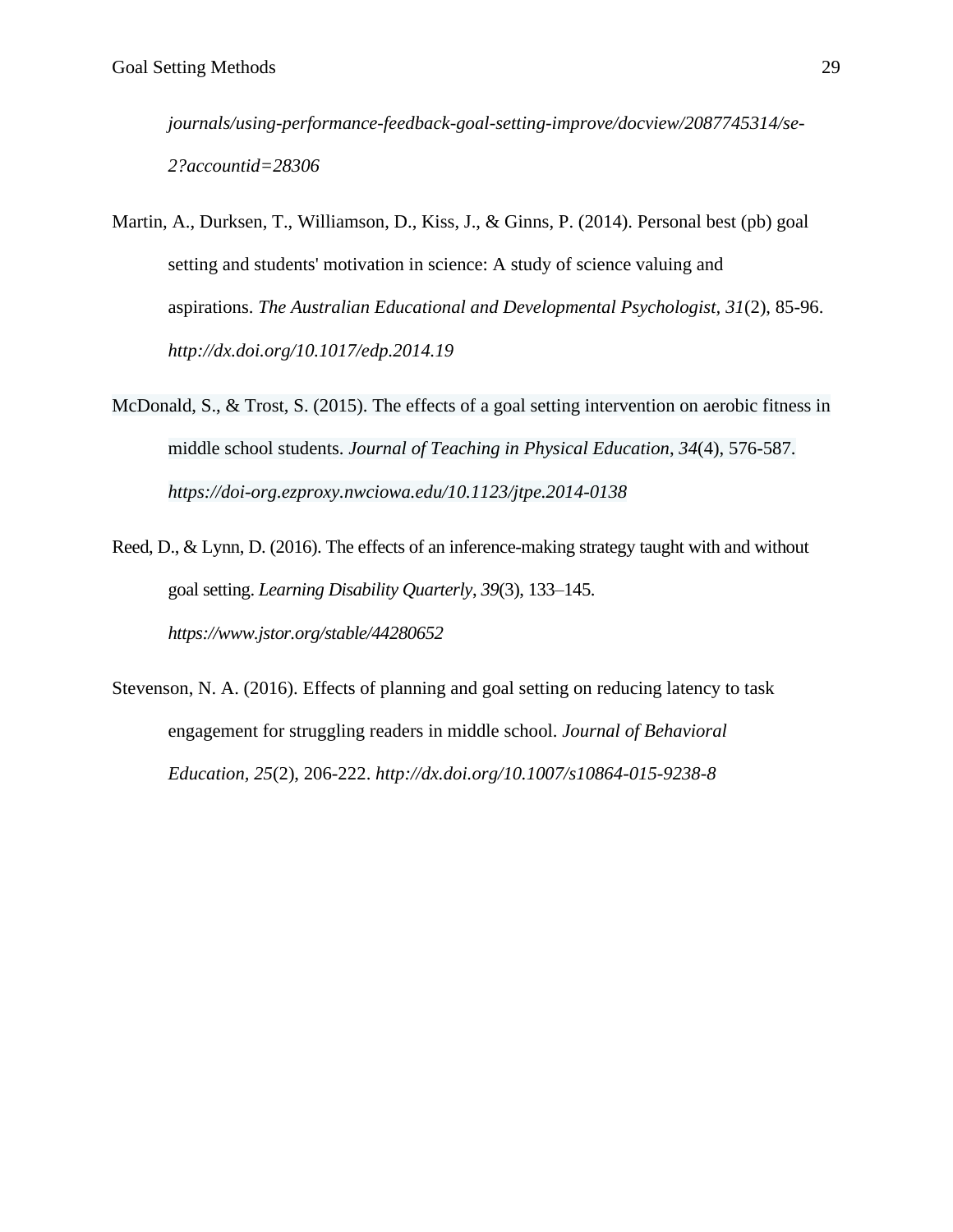*journals/using-performance-feedback-goal-setting-improve/docview/2087745314/se-2?accountid=28306*

Martin, A., Durksen, T., Williamson, D., Kiss, J., & Ginns, P. (2014). Personal best (pb) goal setting and students' motivation in science: A study of science valuing and aspirations. *The Australian Educational and Developmental Psychologist, 31*(2), 85-96. *http://dx.doi.org/10.1017/edp.2014.19*

McDonald, S., & Trost, S. (2015). The effects of a goal setting intervention on aerobic fitness in middle school students. *Journal of Teaching in Physical Education*, *34*(4), 576-587. *https://doi-org.ezproxy.nwciowa.edu/10.1123/jtpe.2014-0138*

Reed, D., & Lynn, D. (2016). The effects of an inference-making strategy taught with and without goal setting. *Learning Disability Quarterly*, *39*(3), 133–145. *https://www.jstor.org/stable/44280652*

Stevenson, N. A. (2016). Effects of planning and goal setting on reducing latency to task engagement for struggling readers in middle school. *Journal of Behavioral Education, 25*(2), 206-222. *http://dx.doi.org/10.1007/s10864-015-9238-8*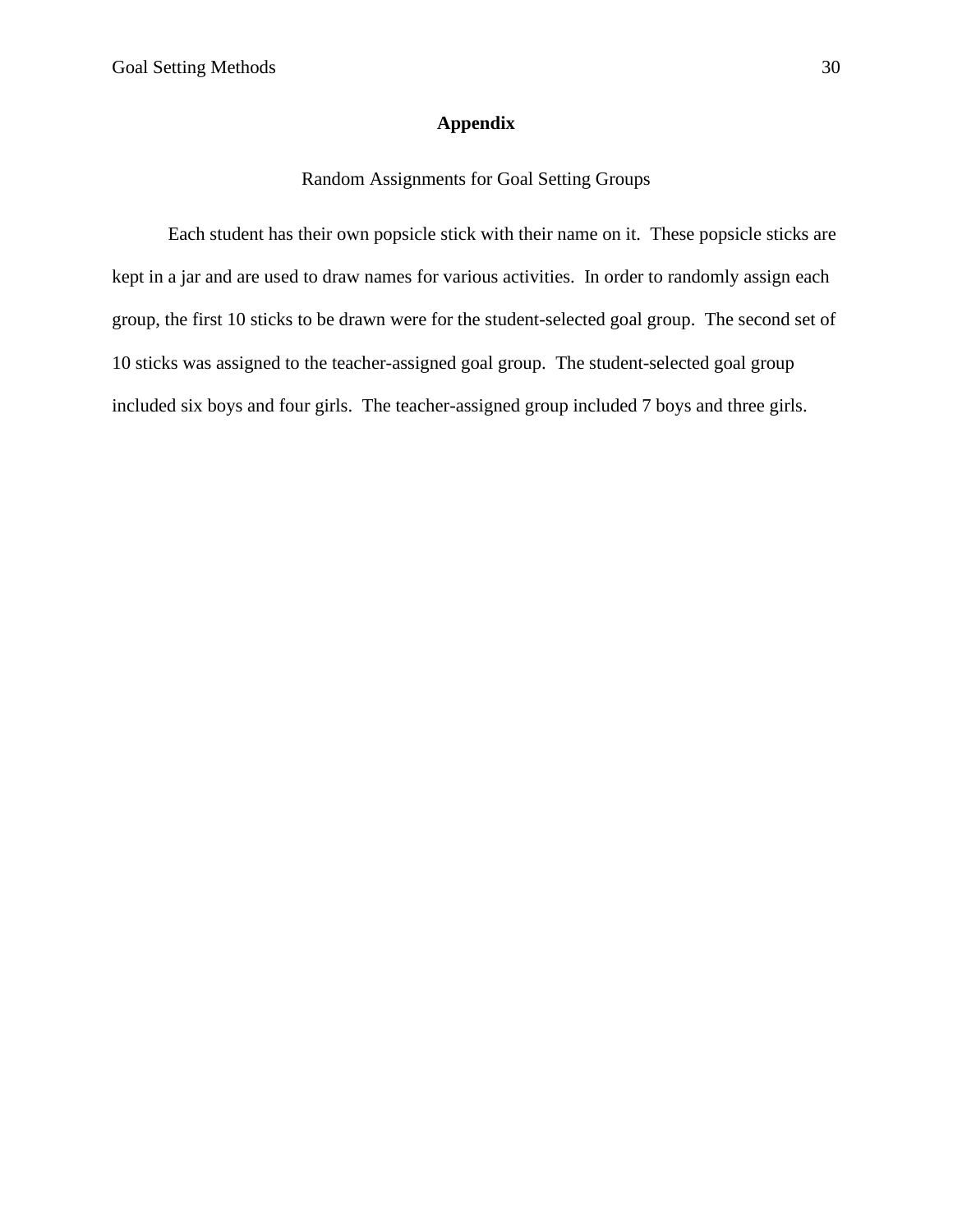# Appendix

Random Assignments for Goal Setting Groups

Each student has their own popsicle stick with their name on it.  These popsicle sticks are kept in a jar and are used to draw names for various activities.  In order to randomly assign each group, the first 10 sticks to be drawn were for the student-selected goal group.  The second set of 10 sticks was assigned to the teacher-assigned goal group.  The student-selected goal group included six boys and four girls.  The teacher-assigned group included 7 boys and three girls.